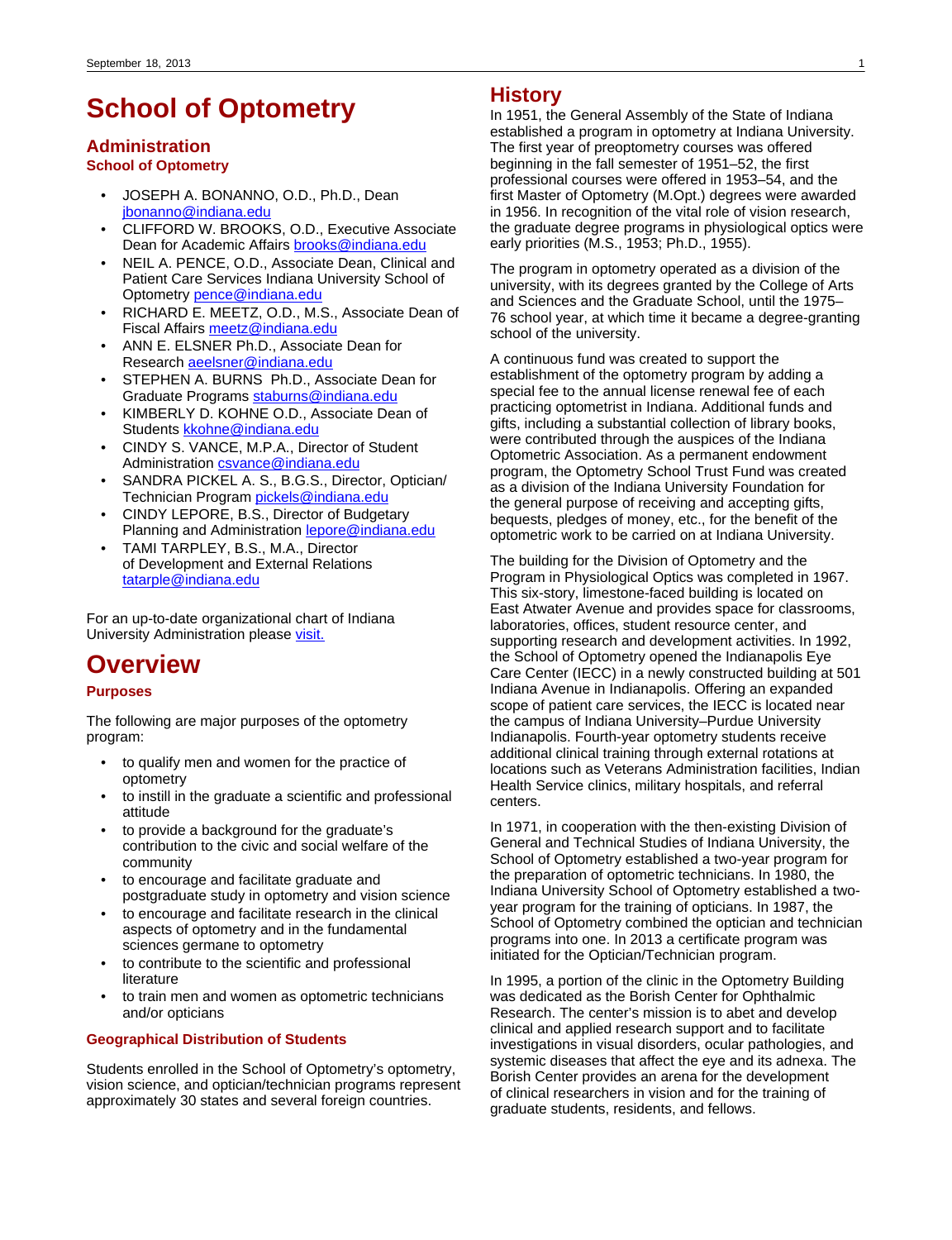# School of Optometry

## Administration

### School of Optometry

- JOSEPH A. BONANNO, O.D., Ph.D., Dean jbonanno@indiana.edu
- CLIFFORD W. BROOKS, O.D., Executive Associate Dean for Academic Affairs brooks@indiana.edu
- NEIL A. PENCE, O.D., Associate Dean, Clinical and Patient Care Services Indiana University School of Optometry pence@indiana.edu
- RICHARD E. MEETZ, O.D., M.S., Associate Dean of Fiscal Affairs meetz@indiana.edu
- ANN E. ELSNER Ph.D., Associate Dean for Research aeelsner@indiana.edu
- STEPHEN A. BURNS Ph.D., Associate Dean for Graduate Programs staburns@indiana.edu
- KIMBERLY D. KOHNE O.D., Associate Dean of Students kkohne@indiana.edu
- CINDY S. VANCE, M.P.A., Director of Student Administration csvance@indiana.edu
- SANDRA PICKEL A. S., B.G.S., Director, Optician/Technician Program pickels@indiana.edu
- CINDY LEPORE, B.S., Director of Budgetary Planning and Administration lepore@indiana.edu
- TAMI TARPLEY, B.S., M.A., Director of Development and External Relations tatarple@indiana.edu

For an up-to-date organizational chart of Indiana University Administration please visit.

# Overview

### Purposes

The following are major purposes of the optometry program:

- to qualify men and women for the practice of optometry
- to instill in the graduate a scientific and professional attitude
- to provide a background for the graduate's contribution to the civic and social welfare of the community
- to encourage and facilitate graduate and postgraduate study in optometry and vision science
- to encourage and facilitate research in the clinical aspects of optometry and in the fundamental sciences germane to optometry
- to contribute to the scientific and professional literature
- to train men and women as optometric technicians and/or opticians

### Geographical Distribution of Students

Students enrolled in the School of Optometry's optometry, vision science, and optician/technician programs represent approximately 30 states and several foreign countries.

## History

In 1951, the General Assembly of the State of Indiana established a program in optometry at Indiana University. The first year of preoptometry courses was offered beginning in the fall semester of 1951–52, the first professional courses were offered in 1953–54, and the first Master of Optometry (M.Opt.) degrees were awarded in 1956. In recognition of the vital role of vision research, the graduate degree programs in physiological optics were early priorities (M.S., 1953; Ph.D., 1955).

The program in optometry operated as a division of the university, with its degrees granted by the College of Arts and Sciences and the Graduate School, until the 1975–76 school year, at which time it became a degree-granting school of the university.

A continuous fund was created to support the establishment of the optometry program by adding a special fee to the annual license renewal fee of each practicing optometrist in Indiana. Additional funds and gifts, including a substantial collection of library books, were contributed through the auspices of the Indiana Optometric Association. As a permanent endowment program, the Optometry School Trust Fund was created as a division of the Indiana University Foundation for the general purpose of receiving and accepting gifts, bequests, pledges of money, etc., for the benefit of the optometric work to be carried on at Indiana University.

The building for the Division of Optometry and the Program in Physiological Optics was completed in 1967. This six-story, limestone-faced building is located on East Atwater Avenue and provides space for classrooms, laboratories, offices, student resource center, and supporting research and development activities. In 1992, the School of Optometry opened the Indianapolis Eye Care Center (IECC) in a newly constructed building at 501 Indiana Avenue in Indianapolis. Offering an expanded scope of patient care services, the IECC is located near the campus of Indiana University–Purdue University Indianapolis. Fourth-year optometry students receive additional clinical training through external rotations at locations such as Veterans Administration facilities, Indian Health Service clinics, military hospitals, and referral centers.

In 1971, in cooperation with the then-existing Division of General and Technical Studies of Indiana University, the School of Optometry established a two-year program for the preparation of optometric technicians. In 1980, the Indiana University School of Optometry established a two-year program for the training of opticians. In 1987, the School of Optometry combined the optician and technician programs into one. In 2013 a certificate program was initiated for the Optician/Technician program.

In 1995, a portion of the clinic in the Optometry Building was dedicated as the Borish Center for Ophthalmic Research. The center's mission is to abet and develop clinical and applied research support and to facilitate investigations in visual disorders, ocular pathologies, and systemic diseases that affect the eye and its adnexa. The Borish Center provides an arena for the development of clinical researchers in vision and for the training of graduate students, residents, and fellows.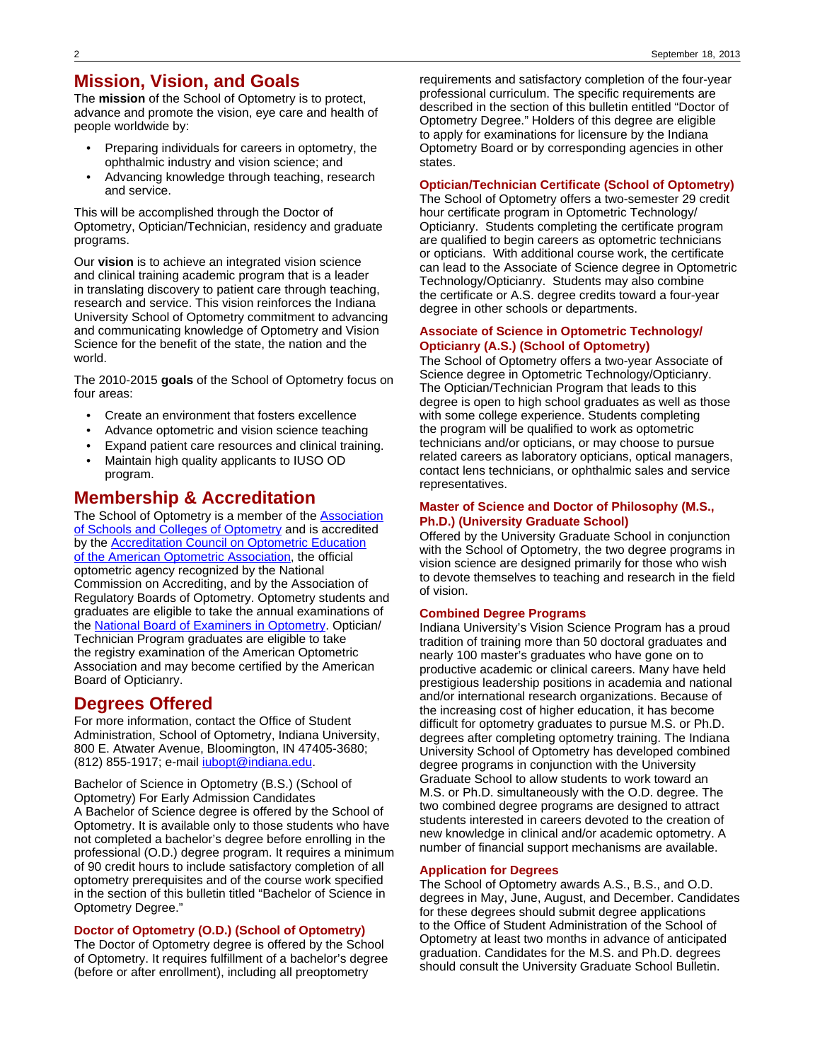## Mission, Vision, and Goals

The **mission** of the School of Optometry is to protect, advance and promote the vision, eye care and health of people worldwide by:

- Preparing individuals for careers in optometry, the ophthalmic industry and vision science; and
- Advancing knowledge through teaching, research and service.

This will be accomplished through the Doctor of Optometry, Optician/Technician, residency and graduate programs.

Our **vision** is to achieve an integrated vision science and clinical training academic program that is a leader in translating discovery to patient care through teaching, research and service. This vision reinforces the Indiana University School of Optometry commitment to advancing and communicating knowledge of Optometry and Vision Science for the benefit of the state, the nation and the world.

The 2010-2015 **goals** of the School of Optometry focus on four areas:

- Create an environment that fosters excellence
- Advance optometric and vision science teaching
- Expand patient care resources and clinical training.
- Maintain high quality applicants to IUSO OD program.

## Membership & Accreditation

The School of Optometry is a member of the Association of Schools and Colleges of Optometry and is accredited by the Accreditation Council on Optometric Education of the American Optometric Association, the official optometric agency recognized by the National Commission on Accrediting, and by the Association of Regulatory Boards of Optometry. Optometry students and graduates are eligible to take the annual examinations of the National Board of Examiners in Optometry. Optician/Technician Program graduates are eligible to take the registry examination of the American Optometric Association and may become certified by the American Board of Opticianry.

## Degrees Offered

For more information, contact the Office of Student Administration, School of Optometry, Indiana University, 800 E. Atwater Avenue, Bloomington, IN 47405-3680; (812) 855-1917; e-mail iubopt@indiana.edu.

Bachelor of Science in Optometry (B.S.) (School of Optometry) For Early Admission Candidates
A Bachelor of Science degree is offered by the School of Optometry. It is available only to those students who have not completed a bachelor's degree before enrolling in the professional (O.D.) degree program. It requires a minimum of 90 credit hours to include satisfactory completion of all optometry prerequisites and of the course work specified in the section of this bulletin titled "Bachelor of Science in Optometry Degree."

### Doctor of Optometry (O.D.) (School of Optometry)

The Doctor of Optometry degree is offered by the School of Optometry. It requires fulfillment of a bachelor's degree (before or after enrollment), including all preoptometry requirements and satisfactory completion of the four-year professional curriculum. The specific requirements are described in the section of this bulletin entitled "Doctor of Optometry Degree." Holders of this degree are eligible to apply for examinations for licensure by the Indiana Optometry Board or by corresponding agencies in other states.

### Optician/Technician Certificate (School of Optometry)

The School of Optometry offers a two-semester 29 credit hour certificate program in Optometric Technology/ Opticianry. Students completing the certificate program are qualified to begin careers as optometric technicians or opticians. With additional course work, the certificate can lead to the Associate of Science degree in Optometric Technology/Opticianry. Students may also combine the certificate or A.S. degree credits toward a four-year degree in other schools or departments.

### Associate of Science in Optometric Technology/ Opticiany (A.S.) (School of Optometry)

The School of Optometry offers a two-year Associate of Science degree in Optometric Technology/Opticianry. The Optician/Technician Program that leads to this degree is open to high school graduates as well as those with some college experience. Students completing the program will be qualified to work as optometric technicians and/or opticians, or may choose to pursue related careers as laboratory opticians, optical managers, contact lens technicians, or ophthalmic sales and service representatives.

### Master of Science and Doctor of Philosophy (M.S., Ph.D.) (University Graduate School)

Offered by the University Graduate School in conjunction with the School of Optometry, the two degree programs in vision science are designed primarily for those who wish to devote themselves to teaching and research in the field of vision.

### Combined Degree Programs

Indiana University's Vision Science Program has a proud tradition of training more than 50 doctoral graduates and nearly 100 master's graduates who have gone on to productive academic or clinical careers. Many have held prestigious leadership positions in academia and national and/or international research organizations. Because of the increasing cost of higher education, it has become difficult for optometry graduates to pursue M.S. or Ph.D. degrees after completing optometry training. The Indiana University School of Optometry has developed combined degree programs in conjunction with the University Graduate School to allow students to work toward an M.S. or Ph.D. simultaneously with the O.D. degree. The two combined degree programs are designed to attract students interested in careers devoted to the creation of new knowledge in clinical and/or academic optometry. A number of financial support mechanisms are available.

### Application for Degrees

The School of Optometry awards A.S., B.S., and O.D. degrees in May, June, August, and December. Candidates for these degrees should submit degree applications to the Office of Student Administration of the School of Optometry at least two months in advance of anticipated graduation. Candidates for the M.S. and Ph.D. degrees should consult the University Graduate School Bulletin.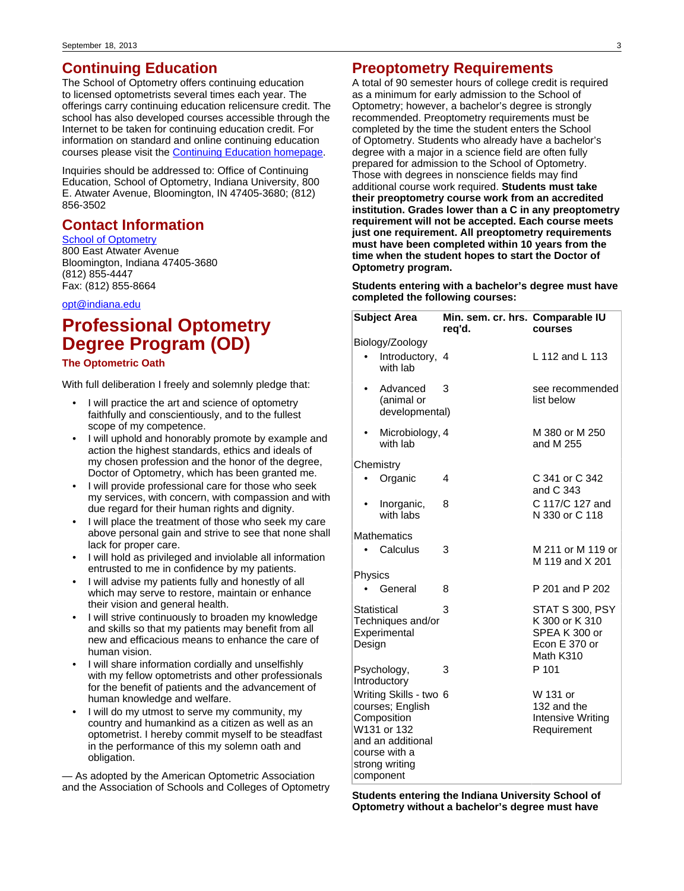## Continuing Education

The School of Optometry offers continuing education to licensed optometrists several times each year. The offerings carry continuing education relicensure credit. The school has also developed courses accessible through the Internet to be taken for continuing education credit. For information on standard and online continuing education courses please visit the Continuing Education homepage.

Inquiries should be addressed to: Office of Continuing Education, School of Optometry, Indiana University, 800 E. Atwater Avenue, Bloomington, IN 47405-3680; (812) 856-3502

## Contact Information

School of Optometry
800 East Atwater Avenue
Bloomington, Indiana 47405-3680
(812) 855-4447
Fax: (812) 855-8664

opt@indiana.edu

# Professional Optometry Degree Program (OD)

### The Optometric Oath

With full deliberation I freely and solemnly pledge that:

- I will practice the art and science of optometry faithfully and conscientiously, and to the fullest scope of my competence.
- I will uphold and honorably promote by example and action the highest standards, ethics and ideals of my chosen profession and the honor of the degree, Doctor of Optometry, which has been granted me.
- I will provide professional care for those who seek my services, with concern, with compassion and with due regard for their human rights and dignity.
- I will place the treatment of those who seek my care above personal gain and strive to see that none shall lack for proper care.
- I will hold as privileged and inviolable all information entrusted to me in confidence by my patients.
- I will advise my patients fully and honestly of all which may serve to restore, maintain or enhance their vision and general health.
- I will strive continuously to broaden my knowledge and skills so that my patients may benefit from all new and efficacious means to enhance the care of human vision.
- I will share information cordially and unselfishly with my fellow optometrists and other professionals for the benefit of patients and the advancement of human knowledge and welfare.
- I will do my utmost to serve my community, my country and humankind as a citizen as well as an optometrist. I hereby commit myself to be steadfast in the performance of this my solemn oath and obligation.

— As adopted by the American Optometric Association and the Association of Schools and Colleges of Optometry

## Preoptometry Requirements

A total of 90 semester hours of college credit is required as a minimum for early admission to the School of Optometry; however, a bachelor's degree is strongly recommended. Preoptometry requirements must be completed by the time the student enters the School of Optometry. Students who already have a bachelor's degree with a major in a science field are often fully prepared for admission to the School of Optometry. Those with degrees in nonscience fields may find additional course work required. **Students must take their preoptometry course work from an accredited institution. Grades lower than a C in any preoptometry requirement will not be accepted. Each course meets just one requirement. All preoptometry requirements must have been completed within 10 years from the time when the student hopes to start the Doctor of Optometry program.**

**Students entering with a bachelor's degree must have completed the following courses:**

| Subject Area | Min. sem. cr. hrs. req'd. | Comparable IU courses |
|---|---|---|
| Biology/Zoology | | |
| • Introductory, with lab | 4 | L 112 and L 113 |
| • Advanced (animal or developmental) | 3 | see recommended list below |
| • Microbiology, with lab | 4 | M 380 or M 250 and M 255 |
| Chemistry | | |
| • Organic | 4 | C 341 or C 342 and C 343 |
| • Inorganic, with labs | 8 | C 117/C 127 and N 330 or C 118 |
| Mathematics | | |
| • Calculus | 3 | M 211 or M 119 or M 119 and X 201 |
| Physics | | |
| • General | 8 | P 201 and P 202 |
| Statistical Techniques and/or Experimental Design | 3 | STAT S 300, PSY K 300 or K 310 SPEA K 300 or Econ E 370 or Math K310 |
| Psychology, Introductory | 3 | P 101 |
| Writing Skills - two courses; English Composition W131 or 132 and an additional course with a strong writing component | 6 | W 131 or 132 and the Intensive Writing Requirement |

**Students entering the Indiana University School of Optometry without a bachelor's degree must have**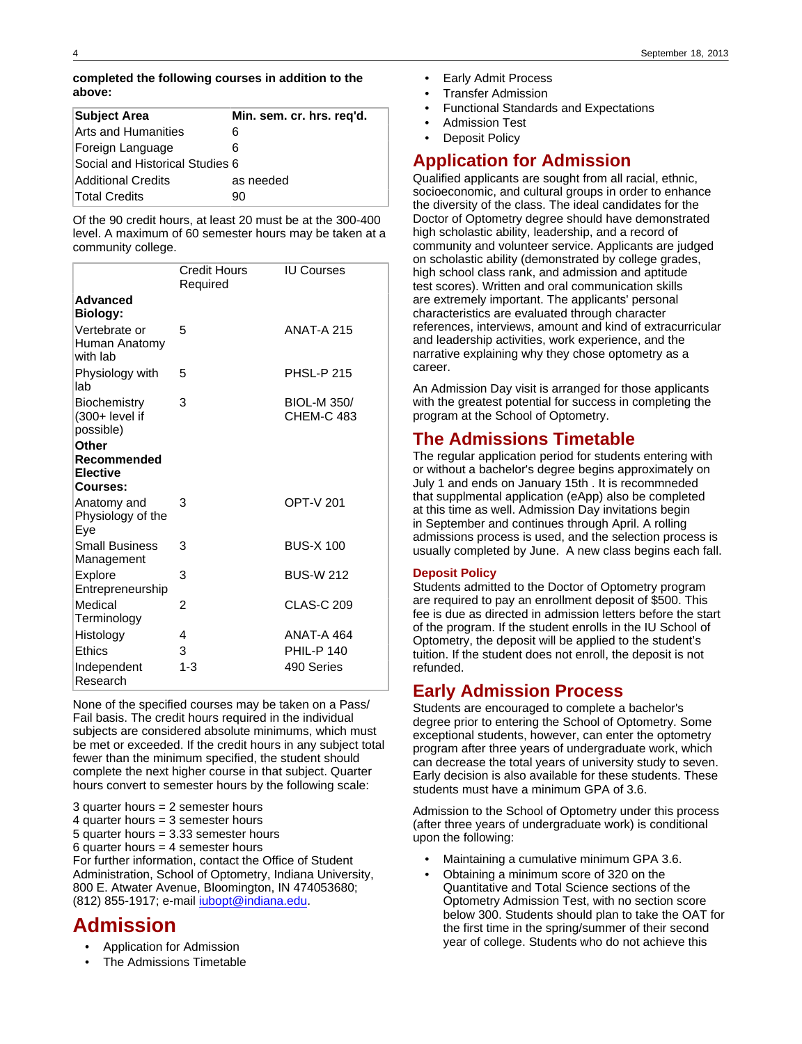**completed the following courses in addition to the above:**

| Subject Area | Min. sem. cr. hrs. req'd. |
|---|---|
| Arts and Humanities | 6 |
| Foreign Language | 6 |
| Social and Historical Studies | 6 |
| Additional Credits | as needed |
| Total Credits | 90 |

Of the 90 credit hours, at least 20 must be at the 300-400 level. A maximum of 60 semester hours may be taken at a community college.

| | Credit Hours Required | IU Courses |
|---|---|---|
| **Advanced Biology:** | | |
| Vertebrate or Human Anatomy with lab | 5 | ANAT-A 215 |
| Physiology with lab | 5 | PHSL-P 215 |
| Biochemistry (300+ level if possible) | 3 | BIOL-M 350/ CHEM-C 483 |
| **Other Recommended Elective Courses:** | | |
| Anatomy and Physiology of the Eye | 3 | OPT-V 201 |
| Small Business Management | 3 | BUS-X 100 |
| Explore Entrepreneurship | 3 | BUS-W 212 |
| Medical Terminology | 2 | CLAS-C 209 |
| Histology | 4 | ANAT-A 464 |
| Ethics | 3 | PHIL-P 140 |
| Independent Research | 1-3 | 490 Series |

None of the specified courses may be taken on a Pass/Fail basis. The credit hours required in the individual subjects are considered absolute minimums, which must be met or exceeded. If the credit hours in any subject total fewer than the minimum specified, the student should complete the next higher course in that subject. Quarter hours convert to semester hours by the following scale:

3 quarter hours = 2 semester hours
4 quarter hours = 3 semester hours
5 quarter hours = 3.33 semester hours
6 quarter hours = 4 semester hours
For further information, contact the Office of Student Administration, School of Optometry, Indiana University, 800 E. Atwater Avenue, Bloomington, IN 474053680; (812) 855-1917; e-mail iubopt@indiana.edu.

# Admission

- Application for Admission
- The Admissions Timetable
- Early Admit Process
- Transfer Admission
- Functional Standards and Expectations
- Admission Test
- Deposit Policy

## Application for Admission

Qualified applicants are sought from all racial, ethnic, socioeconomic, and cultural groups in order to enhance the diversity of the class. The ideal candidates for the Doctor of Optometry degree should have demonstrated high scholastic ability, leadership, and a record of community and volunteer service. Applicants are judged on scholastic ability (demonstrated by college grades, high school class rank, and admission and aptitude test scores). Written and oral communication skills are extremely important. The applicants' personal characteristics are evaluated through character references, interviews, amount and kind of extracurricular and leadership activities, work experience, and the narrative explaining why they chose optometry as a career.

An Admission Day visit is arranged for those applicants with the greatest potential for success in completing the program at the School of Optometry.

## The Admissions Timetable

The regular application period for students entering with or without a bachelor's degree begins approximately on July 1 and ends on January 15th . It is recommneded that supplmental application (eApp) also be completed at this time as well. Admission Day invitations begin in September and continues through April. A rolling admissions process is used, and the selection process is usually completed by June. A new class begins each fall.

### Deposit Policy

Students admitted to the Doctor of Optometry program are required to pay an enrollment deposit of $500. This fee is due as directed in admission letters before the start of the program. If the student enrolls in the IU School of Optometry, the deposit will be applied to the student's tuition. If the student does not enroll, the deposit is not refunded.

## Early Admission Process

Students are encouraged to complete a bachelor's degree prior to entering the School of Optometry. Some exceptional students, however, can enter the optometry program after three years of undergraduate work, which can decrease the total years of university study to seven. Early decision is also available for these students. These students must have a minimum GPA of 3.6.

Admission to the School of Optometry under this process (after three years of undergraduate work) is conditional upon the following:

- Maintaining a cumulative minimum GPA 3.6.
- Obtaining a minimum score of 320 on the Quantitative and Total Science sections of the Optometry Admission Test, with no section score below 300. Students should plan to take the OAT for the first time in the spring/summer of their second year of college. Students who do not achieve this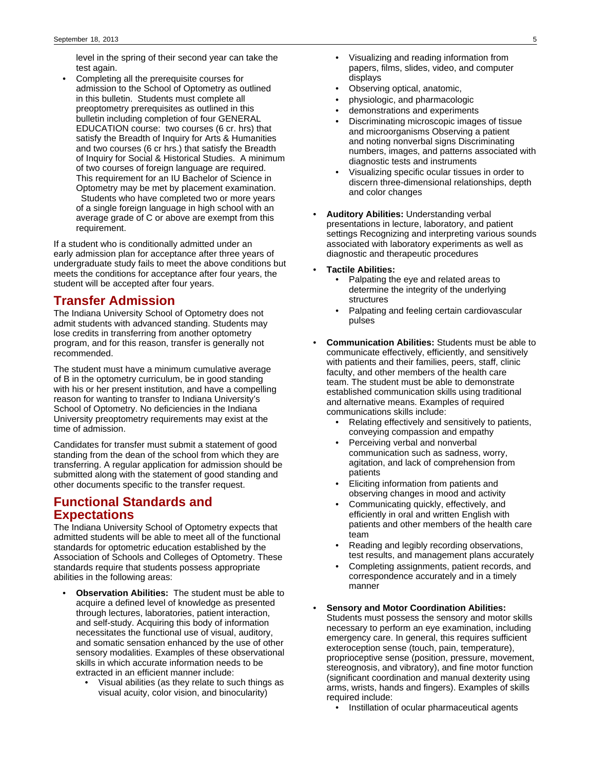level in the spring of their second year can take the test again.

- Completing all the prerequisite courses for admission to the School of Optometry as outlined in this bulletin. Students must complete all preoptometry prerequisites as outlined in this bulletin including completion of four GENERAL EDUCATION course: two courses (6 cr. hrs) that satisfy the Breadth of Inquiry for Arts & Humanities and two courses (6 cr hrs.) that satisfy the Breadth of Inquiry for Social & Historical Studies. A minimum of two courses of foreign language are required. This requirement for an IU Bachelor of Science in Optometry may be met by placement examination. Students who have completed two or more years of a single foreign language in high school with an average grade of C or above are exempt from this requirement.

If a student who is conditionally admitted under an early admission plan for acceptance after three years of undergraduate study fails to meet the above conditions but meets the conditions for acceptance after four years, the student will be accepted after four years.

## Transfer Admission

The Indiana University School of Optometry does not admit students with advanced standing. Students may lose credits in transferring from another optometry program, and for this reason, transfer is generally not recommended.

The student must have a minimum cumulative average of B in the optometry curriculum, be in good standing with his or her present institution, and have a compelling reason for wanting to transfer to Indiana University's School of Optometry. No deficiencies in the Indiana University preoptometry requirements may exist at the time of admission.

Candidates for transfer must submit a statement of good standing from the dean of the school from which they are transferring. A regular application for admission should be submitted along with the statement of good standing and other documents specific to the transfer request.

## Functional Standards and Expectations

The Indiana University School of Optometry expects that admitted students will be able to meet all of the functional standards for optometric education established by the Association of Schools and Colleges of Optometry. These standards require that students possess appropriate abilities in the following areas:

- **Observation Abilities:** The student must be able to acquire a defined level of knowledge as presented through lectures, laboratories, patient interaction, and self-study. Acquiring this body of information necessitates the functional use of visual, auditory, and somatic sensation enhanced by the use of other sensory modalities. Examples of these observational skills in which accurate information needs to be extracted in an efficient manner include:
  - Visual abilities (as they relate to such things as visual acuity, color vision, and binocularity)
  - Visualizing and reading information from papers, films, slides, video, and computer displays
  - Observing optical, anatomic,
  - physiologic, and pharmacologic
  - demonstrations and experiments
  - Discriminating microscopic images of tissue and microorganisms Observing a patient and noting nonverbal signs Discriminating numbers, images, and patterns associated with diagnostic tests and instruments
  - Visualizing specific ocular tissues in order to discern three-dimensional relationships, depth and color changes
- **Auditory Abilities:** Understanding verbal presentations in lecture, laboratory, and patient settings Recognizing and interpreting various sounds associated with laboratory experiments as well as diagnostic and therapeutic procedures
- **Tactile Abilities:**
  - Palpating the eye and related areas to determine the integrity of the underlying structures
  - Palpating and feeling certain cardiovascular pulses
- **Communication Abilities:** Students must be able to communicate effectively, efficiently, and sensitively with patients and their families, peers, staff, clinic faculty, and other members of the health care team. The student must be able to demonstrate established communication skills using traditional and alternative means. Examples of required communications skills include:
  - Relating effectively and sensitively to patients, conveying compassion and empathy
  - Perceiving verbal and nonverbal communication such as sadness, worry, agitation, and lack of comprehension from patients
  - Eliciting information from patients and observing changes in mood and activity
  - Communicating quickly, effectively, and efficiently in oral and written English with patients and other members of the health care team
  - Reading and legibly recording observations, test results, and management plans accurately
  - Completing assignments, patient records, and correspondence accurately and in a timely manner
- **Sensory and Motor Coordination Abilities:** Students must possess the sensory and motor skills necessary to perform an eye examination, including emergency care. In general, this requires sufficient exteroception sense (touch, pain, temperature), proprioceptive sense (position, pressure, movement, stereognosis, and vibratory), and fine motor function (significant coordination and manual dexterity using arms, wrists, hands and fingers). Examples of skills required include:
  - Instillation of ocular pharmaceutical agents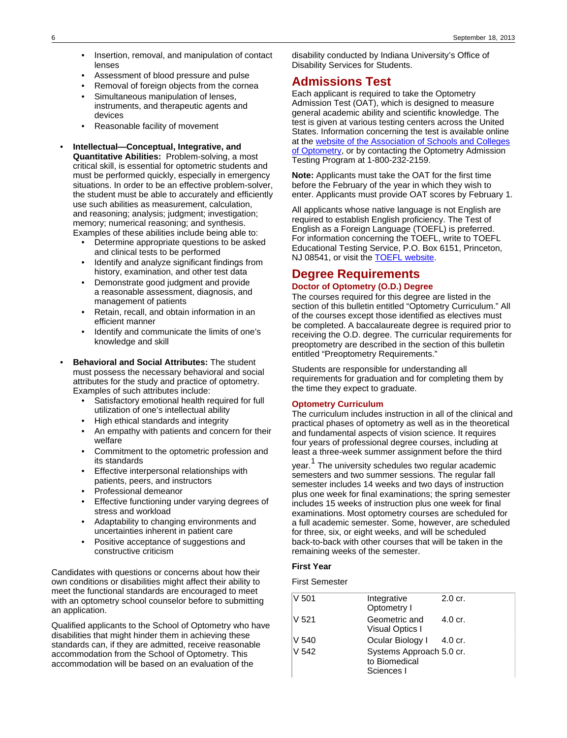- Insertion, removal, and manipulation of contact lenses
- Assessment of blood pressure and pulse
- Removal of foreign objects from the cornea
- Simultaneous manipulation of lenses, instruments, and therapeutic agents and devices
- Reasonable facility of movement

- **Intellectual—Conceptual, Integrative, and Quantitative Abilities:** Problem-solving, a most critical skill, is essential for optometric students and must be performed quickly, especially in emergency situations. In order to be an effective problem-solver, the student must be able to accurately and efficiently use such abilities as measurement, calculation, and reasoning; analysis; judgment; investigation; memory; numerical reasoning; and synthesis. Examples of these abilities include being able to:
  - Determine appropriate questions to be asked and clinical tests to be performed
  - Identify and analyze significant findings from history, examination, and other test data
  - Demonstrate good judgment and provide a reasonable assessment, diagnosis, and management of patients
  - Retain, recall, and obtain information in an efficient manner
  - Identify and communicate the limits of one's knowledge and skill

- **Behavioral and Social Attributes:** The student must possess the necessary behavioral and social attributes for the study and practice of optometry. Examples of such attributes include:
  - Satisfactory emotional health required for full utilization of one's intellectual ability
  - High ethical standards and integrity
  - An empathy with patients and concern for their welfare
  - Commitment to the optometric profession and its standards
  - Effective interpersonal relationships with patients, peers, and instructors
  - Professional demeanor
  - Effective functioning under varying degrees of stress and workload
  - Adaptability to changing environments and uncertainties inherent in patient care
  - Positive acceptance of suggestions and constructive criticism

Candidates with questions or concerns about how their own conditions or disabilities might affect their ability to meet the functional standards are encouraged to meet with an optometry school counselor before to submitting an application.

Qualified applicants to the School of Optometry who have disabilities that might hinder them in achieving these standards can, if they are admitted, receive reasonable accommodation from the School of Optometry. This accommodation will be based on an evaluation of the disability conducted by Indiana University's Office of Disability Services for Students.

## Admissions Test

Each applicant is required to take the Optometry Admission Test (OAT), which is designed to measure general academic ability and scientific knowledge. The test is given at various testing centers across the United States. Information concerning the test is available online at the website of the Association of Schools and Colleges of Optometry, or by contacting the Optometry Admission Testing Program at 1-800-232-2159.

**Note:** Applicants must take the OAT for the first time before the February of the year in which they wish to enter. Applicants must provide OAT scores by February 1.

All applicants whose native language is not English are required to establish English proficiency. The Test of English as a Foreign Language (TOEFL) is preferred. For information concerning the TOEFL, write to TOEFL Educational Testing Service, P.O. Box 6151, Princeton, NJ 08541, or visit the TOEFL website.

## Degree Requirements

### Doctor of Optometry (O.D.) Degree

The courses required for this degree are listed in the section of this bulletin entitled "Optometry Curriculum." All of the courses except those identified as electives must be completed. A baccalaureate degree is required prior to receiving the O.D. degree. The curricular requirements for preoptometry are described in the section of this bulletin entitled "Preoptometry Requirements."

Students are responsible for understanding all requirements for graduation and for completing them by the time they expect to graduate.

### Optometry Curriculum

The curriculum includes instruction in all of the clinical and practical phases of optometry as well as in the theoretical and fundamental aspects of vision science. It requires four years of professional degree courses, including at least a three-week summer assignment before the third year.[1] The university schedules two regular academic semesters and two summer sessions. The regular fall semester includes 14 weeks and two days of instruction plus one week for final examinations; the spring semester includes 15 weeks of instruction plus one week for final examinations. Most optometry courses are scheduled for a full academic semester. Some, however, are scheduled for three, six, or eight weeks, and will be scheduled back-to-back with other courses that will be taken in the remaining weeks of the semester.

**First Year**

First Semester

| | | |
|---|---|---|
| V 501 | Integrative Optometry I | 2.0 cr. |
| V 521 | Geometric and Visual Optics I | 4.0 cr. |
| V 540 | Ocular Biology I | 4.0 cr. |
| V 542 | Systems Approach to Biomedical Sciences I | 5.0 cr. |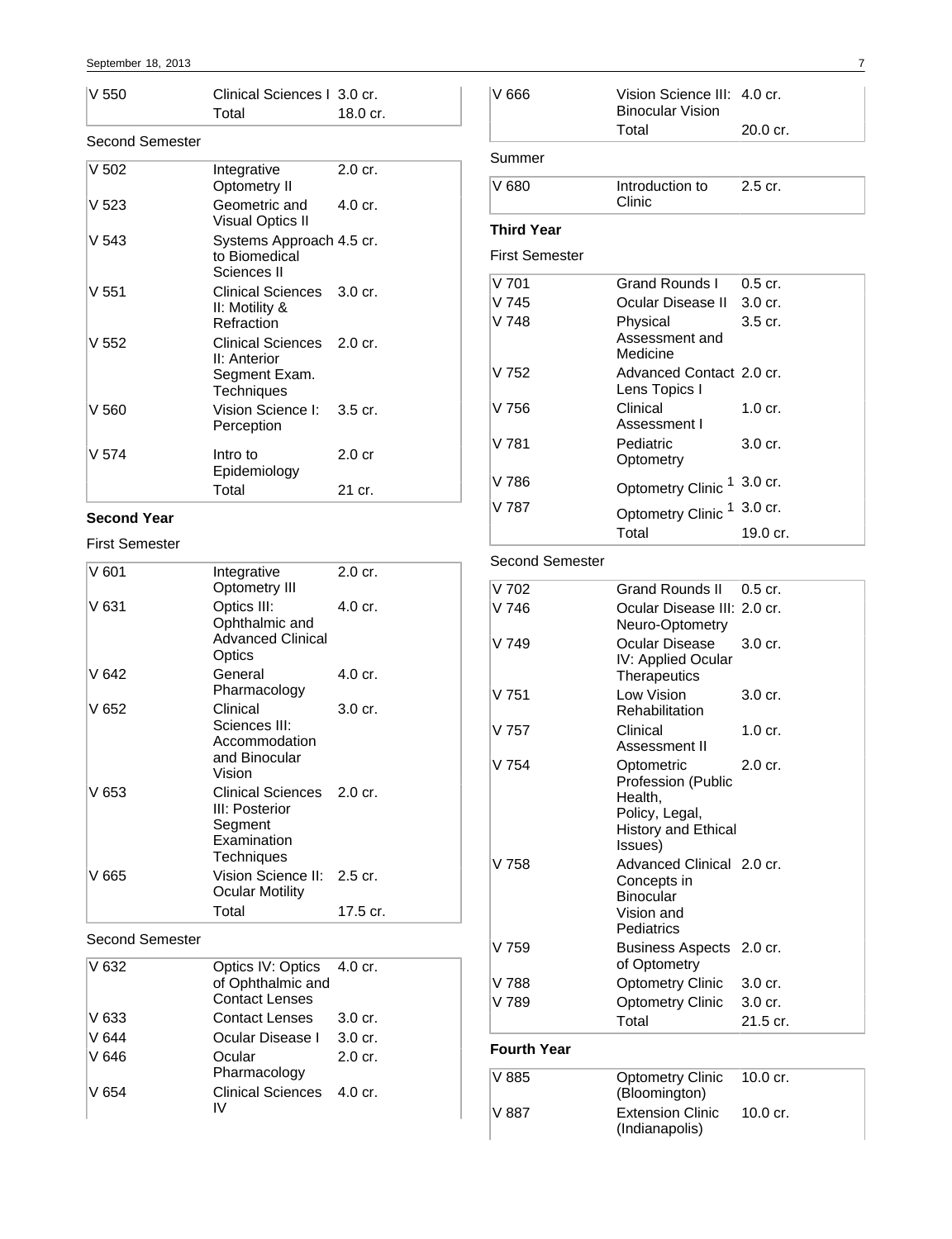| | | |
|---|---|---|
| V 550 | Clinical Sciences I | 3.0 cr. |
| | Total | 18.0 cr. |

Second Semester

| | | |
|---|---|---|
| V 502 | Integrative Optometry II | 2.0 cr. |
| V 523 | Geometric and Visual Optics II | 4.0 cr. |
| V 543 | Systems Approach to Biomedical Sciences II | 4.5 cr. |
| V 551 | Clinical Sciences II: Motility & Refraction | 3.0 cr. |
| V 552 | Clinical Sciences II: Anterior Segment Exam. Techniques | 2.0 cr. |
| V 560 | Vision Science I: Perception | 3.5 cr. |
| V 574 | Intro to Epidemiology | 2.0 cr |
| | Total | 21 cr. |

**Second Year**

First Semester

| | | |
|---|---|---|
| V 601 | Integrative Optometry III | 2.0 cr. |
| V 631 | Optics III: Ophthalmic and Advanced Clinical Optics | 4.0 cr. |
| V 642 | General Pharmacology | 4.0 cr. |
| V 652 | Clinical Sciences III: Accommodation and Binocular Vision | 3.0 cr. |
| V 653 | Clinical Sciences III: Posterior Segment Examination Techniques | 2.0 cr. |
| V 665 | Vision Science II: Ocular Motility | 2.5 cr. |
| | Total | 17.5 cr. |

Second Semester

| | | |
|---|---|---|
| V 632 | Optics IV: Optics of Ophthalmic and Contact Lenses | 4.0 cr. |
| V 633 | Contact Lenses | 3.0 cr. |
| V 644 | Ocular Disease I | 3.0 cr. |
| V 646 | Ocular Pharmacology | 2.0 cr. |
| V 654 | Clinical Sciences IV | 4.0 cr. |
| V 666 | Vision Science III: Binocular Vision | 4.0 cr. |
| | Total | 20.0 cr. |

Summer

| | | |
|---|---|---|
| V 680 | Introduction to Clinic | 2.5 cr. |

**Third Year**

First Semester

| | | |
|---|---|---|
| V 701 | Grand Rounds I | 0.5 cr. |
| V 745 | Ocular Disease II | 3.0 cr. |
| V 748 | Physical Assessment and Medicine | 3.5 cr. |
| V 752 | Advanced Contact Lens Topics I | 2.0 cr. |
| V 756 | Clinical Assessment I | 1.0 cr. |
| V 781 | Pediatric Optometry | 3.0 cr. |
| V 786 | Optometry Clinic [1] | 3.0 cr. |
| V 787 | Optometry Clinic [1] | 3.0 cr. |
| | Total | 19.0 cr. |

Second Semester

| | | |
|---|---|---|
| V 702 | Grand Rounds II | 0.5 cr. |
| V 746 | Ocular Disease III: Neuro-Optometry | 2.0 cr. |
| V 749 | Ocular Disease IV: Applied Ocular Therapeutics | 3.0 cr. |
| V 751 | Low Vision Rehabilitation | 3.0 cr. |
| V 757 | Clinical Assessment II | 1.0 cr. |
| V 754 | Optometric Profession (Public Health, Policy, Legal, History and Ethical Issues) | 2.0 cr. |
| V 758 | Advanced Clinical Concepts in Binocular Vision and Pediatrics | 2.0 cr. |
| V 759 | Business Aspects of Optometry | 2.0 cr. |
| V 788 | Optometry Clinic | 3.0 cr. |
| V 789 | Optometry Clinic | 3.0 cr. |
| | Total | 21.5 cr. |

**Fourth Year**

| | | |
|---|---|---|
| V 885 | Optometry Clinic (Bloomington) | 10.0 cr. |
| V 887 | Extension Clinic (Indianapolis) | 10.0 cr. |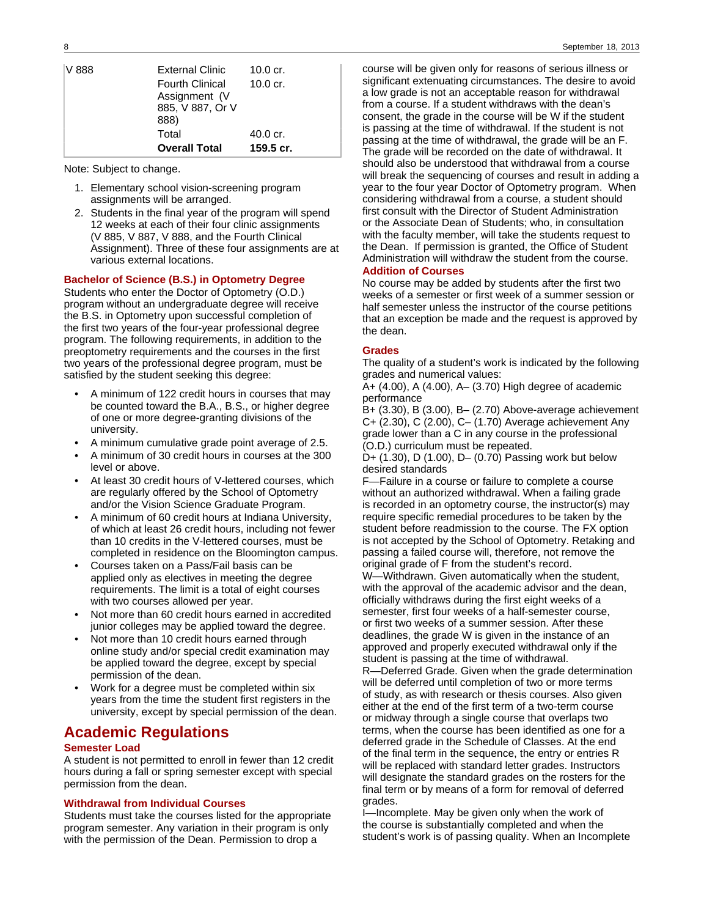| | | |
|---|---|---|
| V 888 | External Clinic | 10.0 cr. |
| | Fourth Clinical Assignment (V 885, V 887, Or V 888) | 10.0 cr. |
| | Total | 40.0 cr. |
| | **Overall Total** | **159.5 cr.** |

Note: Subject to change.

1. Elementary school vision-screening program assignments will be arranged.
2. Students in the final year of the program will spend 12 weeks at each of their four clinic assignments (V 885, V 887, V 888, and the Fourth Clinical Assignment). Three of these four assignments are at various external locations.

### Bachelor of Science (B.S.) in Optometry Degree

Students who enter the Doctor of Optometry (O.D.) program without an undergraduate degree will receive the B.S. in Optometry upon successful completion of the first two years of the four-year professional degree program. The following requirements, in addition to the preoptometry requirements and the courses in the first two years of the professional degree program, must be satisfied by the student seeking this degree:

- A minimum of 122 credit hours in courses that may be counted toward the B.A., B.S., or higher degree of one or more degree-granting divisions of the university.
- A minimum cumulative grade point average of 2.5.
- A minimum of 30 credit hours in courses at the 300 level or above.
- At least 30 credit hours of V-lettered courses, which are regularly offered by the School of Optometry and/or the Vision Science Graduate Program.
- A minimum of 60 credit hours at Indiana University, of which at least 26 credit hours, including not fewer than 10 credits in the V-lettered courses, must be completed in residence on the Bloomington campus.
- Courses taken on a Pass/Fail basis can be applied only as electives in meeting the degree requirements. The limit is a total of eight courses with two courses allowed per year.
- Not more than 60 credit hours earned in accredited junior colleges may be applied toward the degree.
- Not more than 10 credit hours earned through online study and/or special credit examination may be applied toward the degree, except by special permission of the dean.
- Work for a degree must be completed within six years from the time the student first registers in the university, except by special permission of the dean.

## Academic Regulations

### Semester Load

A student is not permitted to enroll in fewer than 12 credit hours during a fall or spring semester except with special permission from the dean.

### Withdrawal from Individual Courses

Students must take the courses listed for the appropriate program semester. Any variation in their program is only with the permission of the Dean. Permission to drop a course will be given only for reasons of serious illness or significant extenuating circumstances. The desire to avoid a low grade is not an acceptable reason for withdrawal from a course. If a student withdraws with the dean's consent, the grade in the course will be W if the student is passing at the time of withdrawal. If the student is not passing at the time of withdrawal, the grade will be an F. The grade will be recorded on the date of withdrawal. It should also be understood that withdrawal from a course will break the sequencing of courses and result in adding a year to the four year Doctor of Optometry program. When considering withdrawal from a course, a student should first consult with the Director of Student Administration or the Associate Dean of Students; who, in consultation with the faculty member, will take the students request to the Dean. If permission is granted, the Office of Student Administration will withdraw the student from the course.

### Addition of Courses

No course may be added by students after the first two weeks of a semester or first week of a summer session or half semester unless the instructor of the course petitions that an exception be made and the request is approved by the dean.

### Grades

The quality of a student's work is indicated by the following grades and numerical values:

A+ (4.00), A (4.00), A– (3.70) High degree of academic performance

B+ (3.30), B (3.00), B– (2.70) Above-average achievement

C+ (2.30), C (2.00), C– (1.70) Average achievement Any grade lower than a C in any course in the professional (O.D.) curriculum must be repeated.

D+ (1.30), D (1.00), D– (0.70) Passing work but below desired standards

F—Failure in a course or failure to complete a course without an authorized withdrawal. When a failing grade is recorded in an optometry course, the instructor(s) may require specific remedial procedures to be taken by the student before readmission to the course. The FX option is not accepted by the School of Optometry. Retaking and passing a failed course will, therefore, not remove the original grade of F from the student's record.

W—Withdrawn. Given automatically when the student, with the approval of the academic advisor and the dean, officially withdraws during the first eight weeks of a semester, first four weeks of a half-semester course, or first two weeks of a summer session. After these deadlines, the grade W is given in the instance of an approved and properly executed withdrawal only if the student is passing at the time of withdrawal.

R—Deferred Grade. Given when the grade determination will be deferred until completion of two or more terms of study, as with research or thesis courses. Also given either at the end of the first term of a two-term course or midway through a single course that overlaps two terms, when the course has been identified as one for a deferred grade in the Schedule of Classes. At the end of the final term in the sequence, the entry or entries R will be replaced with standard letter grades. Instructors will designate the standard grades on the rosters for the final term or by means of a form for removal of deferred grades.

I—Incomplete. May be given only when the work of the course is substantially completed and when the student's work is of passing quality. When an Incomplete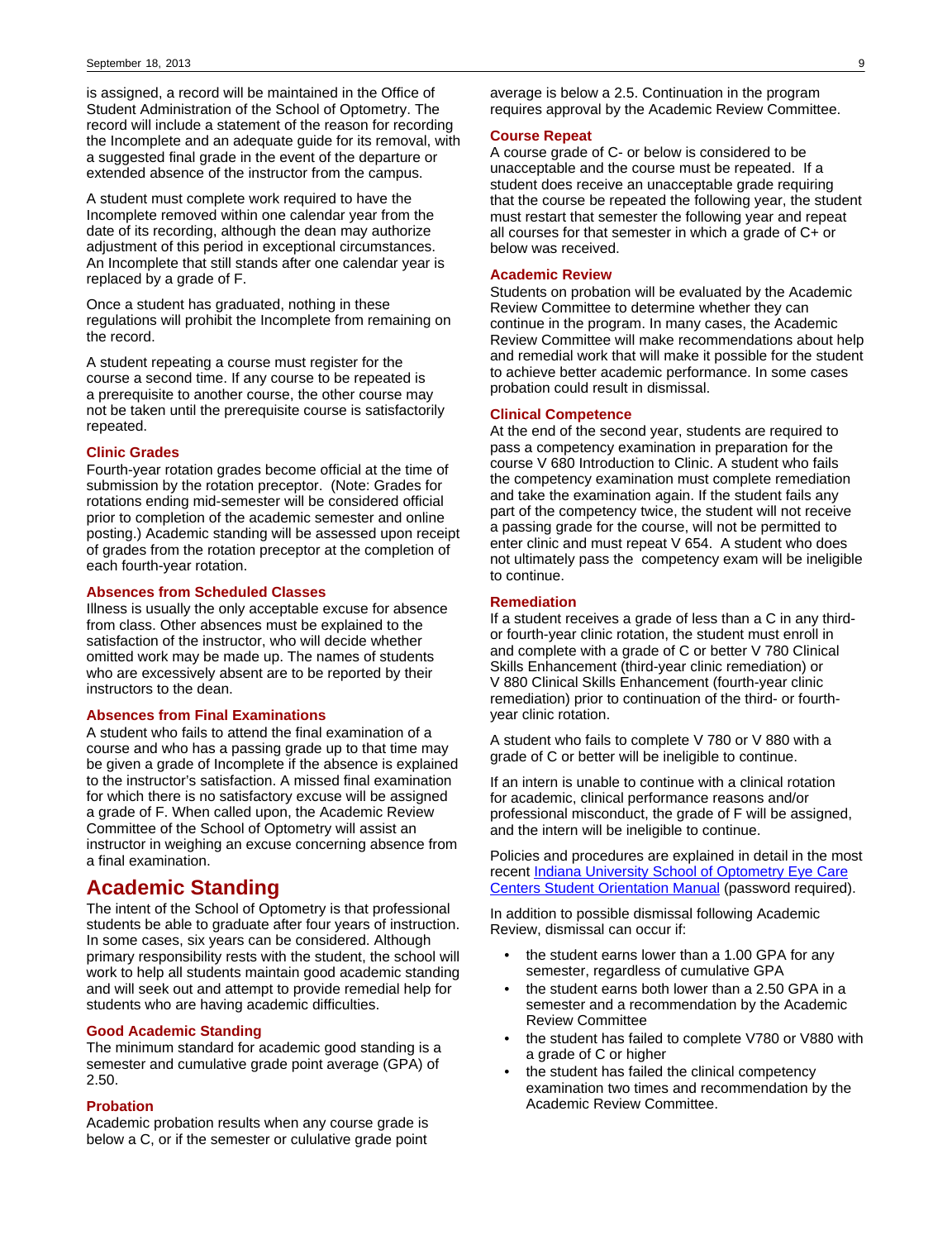is assigned, a record will be maintained in the Office of Student Administration of the School of Optometry. The record will include a statement of the reason for recording the Incomplete and an adequate guide for its removal, with a suggested final grade in the event of the departure or extended absence of the instructor from the campus.

A student must complete work required to have the Incomplete removed within one calendar year from the date of its recording, although the dean may authorize adjustment of this period in exceptional circumstances. An Incomplete that still stands after one calendar year is replaced by a grade of F.

Once a student has graduated, nothing in these regulations will prohibit the Incomplete from remaining on the record.

A student repeating a course must register for the course a second time. If any course to be repeated is a prerequisite to another course, the other course may not be taken until the prerequisite course is satisfactorily repeated.

### Clinic Grades

Fourth-year rotation grades become official at the time of submission by the rotation preceptor. (Note: Grades for rotations ending mid-semester will be considered official prior to completion of the academic semester and online posting.) Academic standing will be assessed upon receipt of grades from the rotation preceptor at the completion of each fourth-year rotation.

### Absences from Scheduled Classes

Illness is usually the only acceptable excuse for absence from class. Other absences must be explained to the satisfaction of the instructor, who will decide whether omitted work may be made up. The names of students who are excessively absent are to be reported by their instructors to the dean.

### Absences from Final Examinations

A student who fails to attend the final examination of a course and who has a passing grade up to that time may be given a grade of Incomplete if the absence is explained to the instructor's satisfaction. A missed final examination for which there is no satisfactory excuse will be assigned a grade of F. When called upon, the Academic Review Committee of the School of Optometry will assist an instructor in weighing an excuse concerning absence from a final examination.

## Academic Standing

The intent of the School of Optometry is that professional students be able to graduate after four years of instruction. In some cases, six years can be considered. Although primary responsibility rests with the student, the school will work to help all students maintain good academic standing and will seek out and attempt to provide remedial help for students who are having academic difficulties.

### Good Academic Standing

The minimum standard for academic good standing is a semester and cumulative grade point average (GPA) of 2.50.

### Probation

Academic probation results when any course grade is below a C, or if the semester or cululative grade point average is below a 2.5. Continuation in the program requires approval by the Academic Review Committee.

### Course Repeat

A course grade of C- or below is considered to be unacceptable and the course must be repeated. If a student does receive an unacceptable grade requiring that the course be repeated the following year, the student must restart that semester the following year and repeat all courses for that semester in which a grade of C+ or below was received.

### Academic Review

Students on probation will be evaluated by the Academic Review Committee to determine whether they can continue in the program. In many cases, the Academic Review Committee will make recommendations about help and remedial work that will make it possible for the student to achieve better academic performance. In some cases probation could result in dismissal.

### Clinical Competence

At the end of the second year, students are required to pass a competency examination in preparation for the course V 680 Introduction to Clinic. A student who fails the competency examination must complete remediation and take the examination again. If the student fails any part of the competency twice, the student will not receive a passing grade for the course, will not be permitted to enter clinic and must repeat V 654. A student who does not ultimately pass the competency exam will be ineligible to continue.

### Remediation

If a student receives a grade of less than a C in any third- or fourth-year clinic rotation, the student must enroll in and complete with a grade of C or better V 780 Clinical Skills Enhancement (third-year clinic remediation) or V 880 Clinical Skills Enhancement (fourth-year clinic remediation) prior to continuation of the third- or fourth-year clinic rotation.

A student who fails to complete V 780 or V 880 with a grade of C or better will be ineligible to continue.

If an intern is unable to continue with a clinical rotation for academic, clinical performance reasons and/or professional misconduct, the grade of F will be assigned, and the intern will be ineligible to continue.

Policies and procedures are explained in detail in the most recent Indiana University School of Optometry Eye Care Centers Student Orientation Manual (password required).

In addition to possible dismissal following Academic Review, dismissal can occur if:

- the student earns lower than a 1.00 GPA for any semester, regardless of cumulative GPA
- the student earns both lower than a 2.50 GPA in a semester and a recommendation by the Academic Review Committee
- the student has failed to complete V780 or V880 with a grade of C or higher
- the student has failed the clinical competency examination two times and recommendation by the Academic Review Committee.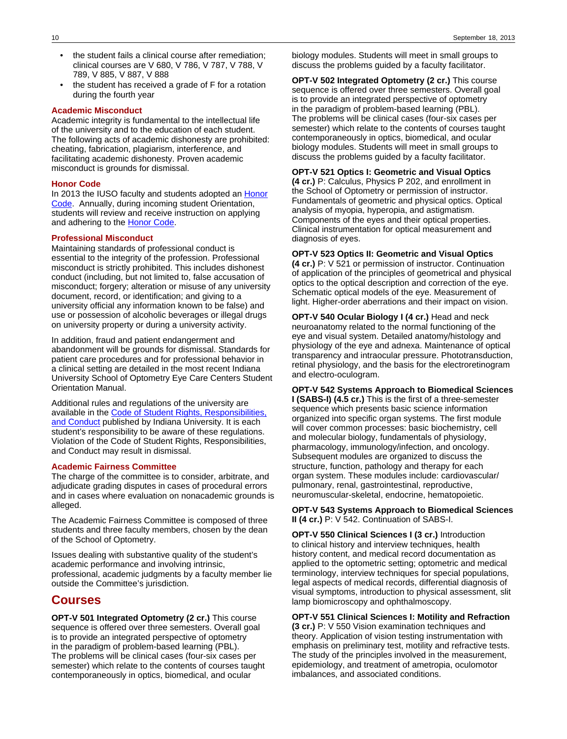- the student fails a clinical course after remediation; clinical courses are V 680, V 786, V 787, V 788, V 789, V 885, V 887, V 888
- the student has received a grade of F for a rotation during the fourth year

### Academic Misconduct

Academic integrity is fundamental to the intellectual life of the university and to the education of each student. The following acts of academic dishonesty are prohibited: cheating, fabrication, plagiarism, interference, and facilitating academic dishonesty. Proven academic misconduct is grounds for dismissal.

### Honor Code

In 2013 the IUSO faculty and students adopted an Honor Code. Annually, during incoming student Orientation, students will review and receive instruction on applying and adhering to the Honor Code.

### Professional Misconduct

Maintaining standards of professional conduct is essential to the integrity of the profession. Professional misconduct is strictly prohibited. This includes dishonest conduct (including, but not limited to, false accusation of misconduct; forgery; alteration or misuse of any university document, record, or identification; and giving to a university official any information known to be false) and use or possession of alcoholic beverages or illegal drugs on university property or during a university activity.

In addition, fraud and patient endangerment and abandonment will be grounds for dismissal. Standards for patient care procedures and for professional behavior in a clinical setting are detailed in the most recent Indiana University School of Optometry Eye Care Centers Student Orientation Manual.

Additional rules and regulations of the university are available in the Code of Student Rights, Responsibilities, and Conduct published by Indiana University. It is each student's responsibility to be aware of these regulations. Violation of the Code of Student Rights, Responsibilities, and Conduct may result in dismissal.

### Academic Fairness Committee

The charge of the committee is to consider, arbitrate, and adjudicate grading disputes in cases of procedural errors and in cases where evaluation on nonacademic grounds is alleged.

The Academic Fairness Committee is composed of three students and three faculty members, chosen by the dean of the School of Optometry.

Issues dealing with substantive quality of the student's academic performance and involving intrinsic, professional, academic judgments by a faculty member lie outside the Committee's jurisdiction.

## Courses

**OPT-V 501 Integrated Optometry (2 cr.)** This course sequence is offered over three semesters. Overall goal is to provide an integrated perspective of optometry in the paradigm of problem-based learning (PBL). The problems will be clinical cases (four-six cases per semester) which relate to the contents of courses taught contemporaneously in optics, biomedical, and ocular biology modules. Students will meet in small groups to discuss the problems guided by a faculty facilitator.

**OPT-V 502 Integrated Optometry (2 cr.)** This course sequence is offered over three semesters. Overall goal is to provide an integrated perspective of optometry in the paradigm of problem-based learning (PBL). The problems will be clinical cases (four-six cases per semester) which relate to the contents of courses taught contemporaneously in optics, biomedical, and ocular biology modules. Students will meet in small groups to discuss the problems guided by a faculty facilitator.

**OPT-V 521 Optics I: Geometric and Visual Optics (4 cr.)** P: Calculus, Physics P 202, and enrollment in the School of Optometry or permission of instructor. Fundamentals of geometric and physical optics. Optical analysis of myopia, hyperopia, and astigmatism. Components of the eyes and their optical properties. Clinical instrumentation for optical measurement and diagnosis of eyes.

**OPT-V 523 Optics II: Geometric and Visual Optics (4 cr.)** P: V 521 or permission of instructor. Continuation of application of the principles of geometrical and physical optics to the optical description and correction of the eye. Schematic optical models of the eye. Measurement of light. Higher-order aberrations and their impact on vision.

**OPT-V 540 Ocular Biology I (4 cr.)** Head and neck neuroanatomy related to the normal functioning of the eye and visual system. Detailed anatomy/histology and physiology of the eye and adnexa. Maintenance of optical transparency and intraocular pressure. Phototransduction, retinal physiology, and the basis for the electroretinogram and electro-oculogram.

**OPT-V 542 Systems Approach to Biomedical Sciences I (SABS-I) (4.5 cr.)** This is the first of a three-semester sequence which presents basic science information organized into specific organ systems. The first module will cover common processes: basic biochemistry, cell and molecular biology, fundamentals of physiology, pharmacology, immunology/infection, and oncology. Subsequent modules are organized to discuss the structure, function, pathology and therapy for each organ system. These modules include: cardiovascular/pulmonary, renal, gastrointestinal, reproductive, neuromuscular-skeletal, endocrine, hematopoietic.

**OPT-V 543 Systems Approach to Biomedical Sciences II (4 cr.)** P: V 542. Continuation of SABS-I.

**OPT-V 550 Clinical Sciences I (3 cr.)** Introduction to clinical history and interview techniques, health history content, and medical record documentation as applied to the optometric setting; optometric and medical terminology, interview techniques for special populations, legal aspects of medical records, differential diagnosis of visual symptoms, introduction to physical assessment, slit lamp biomicroscopy and ophthalmoscopy.

**OPT-V 551 Clinical Sciences I: Motility and Refraction (3 cr.)** P: V 550 Vision examination techniques and theory. Application of vision testing instrumentation with emphasis on preliminary test, motility and refractive tests. The study of the principles involved in the measurement, epidemiology, and treatment of ametropia, oculomotor imbalances, and associated conditions.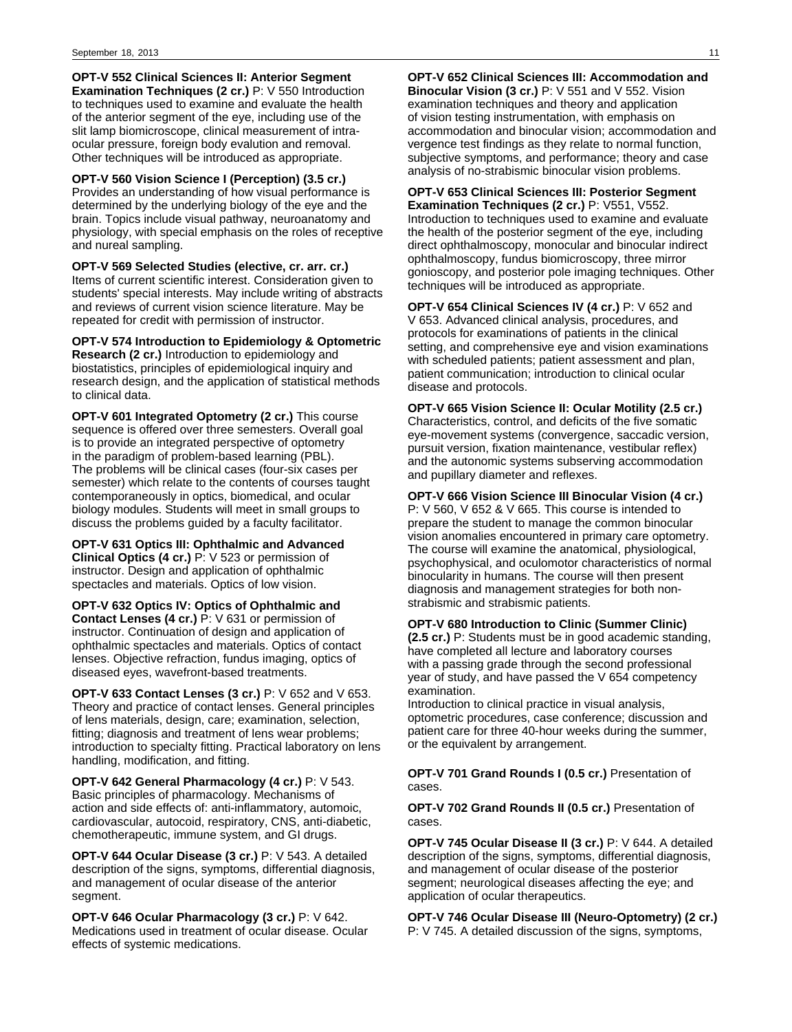**OPT-V 552 Clinical Sciences II: Anterior Segment Examination Techniques (2 cr.)** P: V 550 Introduction to techniques used to examine and evaluate the health of the anterior segment of the eye, including use of the slit lamp biomicroscope, clinical measurement of intra-ocular pressure, foreign body evalution and removal. Other techniques will be introduced as appropriate.

**OPT-V 560 Vision Science I (Perception) (3.5 cr.)** Provides an understanding of how visual performance is determined by the underlying biology of the eye and the brain. Topics include visual pathway, neuroanatomy and physiology, with special emphasis on the roles of receptive and nureal sampling.

**OPT-V 569 Selected Studies (elective, cr. arr. cr.)** Items of current scientific interest. Consideration given to students' special interests. May include writing of abstracts and reviews of current vision science literature. May be repeated for credit with permission of instructor.

**OPT-V 574 Introduction to Epidemiology & Optometric Research (2 cr.)** Introduction to epidemiology and biostatistics, principles of epidemiological inquiry and research design, and the application of statistical methods to clinical data.

**OPT-V 601 Integrated Optometry (2 cr.)** This course sequence is offered over three semesters. Overall goal is to provide an integrated perspective of optometry in the paradigm of problem-based learning (PBL). The problems will be clinical cases (four-six cases per semester) which relate to the contents of courses taught contemporaneously in optics, biomedical, and ocular biology modules. Students will meet in small groups to discuss the problems guided by a faculty facilitator.

**OPT-V 631 Optics III: Ophthalmic and Advanced Clinical Optics (4 cr.)** P: V 523 or permission of instructor. Design and application of ophthalmic spectacles and materials. Optics of low vision.

**OPT-V 632 Optics IV: Optics of Ophthalmic and Contact Lenses (4 cr.)** P: V 631 or permission of instructor. Continuation of design and application of ophthalmic spectacles and materials. Optics of contact lenses. Objective refraction, fundus imaging, optics of diseased eyes, wavefront-based treatments.

**OPT-V 633 Contact Lenses (3 cr.)** P: V 652 and V 653. Theory and practice of contact lenses. General principles of lens materials, design, care; examination, selection, fitting; diagnosis and treatment of lens wear problems; introduction to specialty fitting. Practical laboratory on lens handling, modification, and fitting.

**OPT-V 642 General Pharmacology (4 cr.)** P: V 543. Basic principles of pharmacology. Mechanisms of action and side effects of: anti-inflammatory, automoic, cardiovascular, autocoid, respiratory, CNS, anti-diabetic, chemotherapeutic, immune system, and GI drugs.

**OPT-V 644 Ocular Disease (3 cr.)** P: V 543. A detailed description of the signs, symptoms, differential diagnosis, and management of ocular disease of the anterior segment.

**OPT-V 646 Ocular Pharmacology (3 cr.)** P: V 642. Medications used in treatment of ocular disease. Ocular effects of systemic medications.

**OPT-V 652 Clinical Sciences III: Accommodation and Binocular Vision (3 cr.)** P: V 551 and V 552. Vision examination techniques and theory and application of vision testing instrumentation, with emphasis on accommodation and binocular vision; accommodation and vergence test findings as they relate to normal function, subjective symptoms, and performance; theory and case analysis of no-strabismic binocular vision problems.

**OPT-V 653 Clinical Sciences III: Posterior Segment Examination Techniques (2 cr.)** P: V551, V552. Introduction to techniques used to examine and evaluate the health of the posterior segment of the eye, including direct ophthalmoscopy, monocular and binocular indirect ophthalmoscopy, fundus biomicroscopy, three mirror gonioscopy, and posterior pole imaging techniques. Other techniques will be introduced as appropriate.

**OPT-V 654 Clinical Sciences IV (4 cr.)** P: V 652 and V 653. Advanced clinical analysis, procedures, and protocols for examinations of patients in the clinical setting, and comprehensive eye and vision examinations with scheduled patients; patient assessment and plan, patient communication; introduction to clinical ocular disease and protocols.

**OPT-V 665 Vision Science II: Ocular Motility (2.5 cr.)** Characteristics, control, and deficits of the five somatic eye-movement systems (convergence, saccadic version, pursuit version, fixation maintenance, vestibular reflex) and the autonomic systems subserving accommodation and pupillary diameter and reflexes.

**OPT-V 666 Vision Science III Binocular Vision (4 cr.)** P: V 560, V 652 & V 665. This course is intended to prepare the student to manage the common binocular vision anomalies encountered in primary care optometry. The course will examine the anatomical, physiological, psychophysical, and oculomotor characteristics of normal binocularity in humans. The course will then present diagnosis and management strategies for both non-strabismic and strabismic patients.

**OPT-V 680 Introduction to Clinic (Summer Clinic) (2.5 cr.)** P: Students must be in good academic standing, have completed all lecture and laboratory courses with a passing grade through the second professional year of study, and have passed the V 654 competency examination.
Introduction to clinical practice in visual analysis, optometric procedures, case conference; discussion and patient care for three 40-hour weeks during the summer, or the equivalent by arrangement.

**OPT-V 701 Grand Rounds I (0.5 cr.)** Presentation of cases.

**OPT-V 702 Grand Rounds II (0.5 cr.)** Presentation of cases.

**OPT-V 745 Ocular Disease II (3 cr.)** P: V 644. A detailed description of the signs, symptoms, differential diagnosis, and management of ocular disease of the posterior segment; neurological diseases affecting the eye; and application of ocular therapeutics.

**OPT-V 746 Ocular Disease III (Neuro-Optometry) (2 cr.)** P: V 745. A detailed discussion of the signs, symptoms,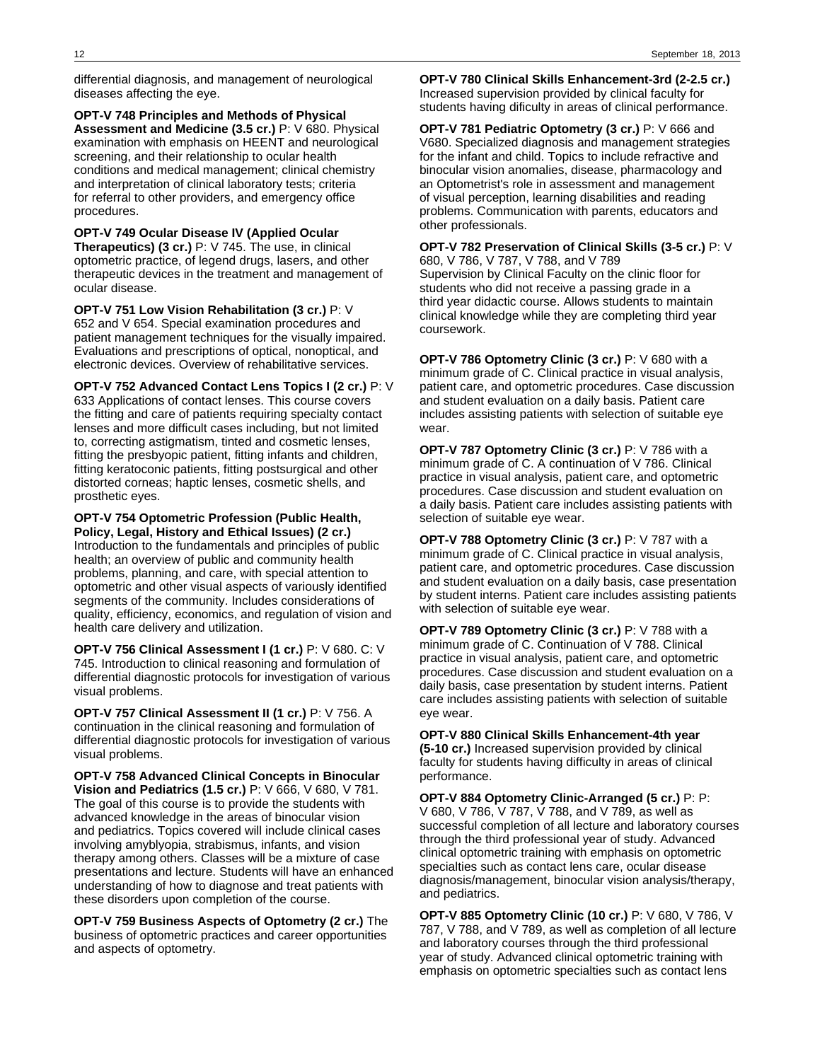differential diagnosis, and management of neurological diseases affecting the eye.

**OPT-V 748 Principles and Methods of Physical Assessment and Medicine (3.5 cr.)** P: V 680. Physical examination with emphasis on HEENT and neurological screening, and their relationship to ocular health conditions and medical management; clinical chemistry and interpretation of clinical laboratory tests; criteria for referral to other providers, and emergency office procedures.

**OPT-V 749 Ocular Disease IV (Applied Ocular Therapeutics) (3 cr.)** P: V 745. The use, in clinical optometric practice, of legend drugs, lasers, and other therapeutic devices in the treatment and management of ocular disease.

**OPT-V 751 Low Vision Rehabilitation (3 cr.)** P: V 652 and V 654. Special examination procedures and patient management techniques for the visually impaired. Evaluations and prescriptions of optical, nonoptical, and electronic devices. Overview of rehabilitative services.

**OPT-V 752 Advanced Contact Lens Topics I (2 cr.)** P: V 633 Applications of contact lenses. This course covers the fitting and care of patients requiring specialty contact lenses and more difficult cases including, but not limited to, correcting astigmatism, tinted and cosmetic lenses, fitting the presbyopic patient, fitting infants and children, fitting keratoconic patients, fitting postsurgical and other distorted corneas; haptic lenses, cosmetic shells, and prosthetic eyes.

**OPT-V 754 Optometric Profession (Public Health, Policy, Legal, History and Ethical Issues) (2 cr.)** Introduction to the fundamentals and principles of public health; an overview of public and community health problems, planning, and care, with special attention to optometric and other visual aspects of variously identified segments of the community. Includes considerations of quality, efficiency, economics, and regulation of vision and health care delivery and utilization.

**OPT-V 756 Clinical Assessment I (1 cr.)** P: V 680. C: V 745. Introduction to clinical reasoning and formulation of differential diagnostic protocols for investigation of various visual problems.

**OPT-V 757 Clinical Assessment II (1 cr.)** P: V 756. A continuation in the clinical reasoning and formulation of differential diagnostic protocols for investigation of various visual problems.

**OPT-V 758 Advanced Clinical Concepts in Binocular Vision and Pediatrics (1.5 cr.)** P: V 666, V 680, V 781. The goal of this course is to provide the students with advanced knowledge in the areas of binocular vision and pediatrics. Topics covered will include clinical cases involving amyblyopia, strabismus, infants, and vision therapy among others. Classes will be a mixture of case presentations and lecture. Students will have an enhanced understanding of how to diagnose and treat patients with these disorders upon completion of the course.

**OPT-V 759 Business Aspects of Optometry (2 cr.)** The business of optometric practices and career opportunities and aspects of optometry.

**OPT-V 780 Clinical Skills Enhancement-3rd (2-2.5 cr.)** Increased supervision provided by clinical faculty for students having dificulty in areas of clinical performance.

**OPT-V 781 Pediatric Optometry (3 cr.)** P: V 666 and V680. Specialized diagnosis and management strategies for the infant and child. Topics to include refractive and binocular vision anomalies, disease, pharmacology and an Optometrist's role in assessment and management of visual perception, learning disabilities and reading problems. Communication with parents, educators and other professionals.

**OPT-V 782 Preservation of Clinical Skills (3-5 cr.)** P: V 680, V 786, V 787, V 788, and V 789
Supervision by Clinical Faculty on the clinic floor for students who did not receive a passing grade in a third year didactic course. Allows students to maintain clinical knowledge while they are completing third year coursework.

**OPT-V 786 Optometry Clinic (3 cr.)** P: V 680 with a minimum grade of C. Clinical practice in visual analysis, patient care, and optometric procedures. Case discussion and student evaluation on a daily basis. Patient care includes assisting patients with selection of suitable eye wear.

**OPT-V 787 Optometry Clinic (3 cr.)** P: V 786 with a minimum grade of C. A continuation of V 786. Clinical practice in visual analysis, patient care, and optometric procedures. Case discussion and student evaluation on a daily basis. Patient care includes assisting patients with selection of suitable eye wear.

**OPT-V 788 Optometry Clinic (3 cr.)** P: V 787 with a minimum grade of C. Clinical practice in visual analysis, patient care, and optometric procedures. Case discussion and student evaluation on a daily basis, case presentation by student interns. Patient care includes assisting patients with selection of suitable eye wear.

**OPT-V 789 Optometry Clinic (3 cr.)** P: V 788 with a minimum grade of C. Continuation of V 788. Clinical practice in visual analysis, patient care, and optometric procedures. Case discussion and student evaluation on a daily basis, case presentation by student interns. Patient care includes assisting patients with selection of suitable eye wear.

**OPT-V 880 Clinical Skills Enhancement-4th year (5-10 cr.)** Increased supervision provided by clinical faculty for students having difficulty in areas of clinical performance.

**OPT-V 884 Optometry Clinic-Arranged (5 cr.)** P: P: V 680, V 786, V 787, V 788, and V 789, as well as successful completion of all lecture and laboratory courses through the third professional year of study. Advanced clinical optometric training with emphasis on optometric specialties such as contact lens care, ocular disease diagnosis/management, binocular vision analysis/therapy, and pediatrics.

**OPT-V 885 Optometry Clinic (10 cr.)** P: V 680, V 786, V 787, V 788, and V 789, as well as completion of all lecture and laboratory courses through the third professional year of study. Advanced clinical optometric training with emphasis on optometric specialties such as contact lens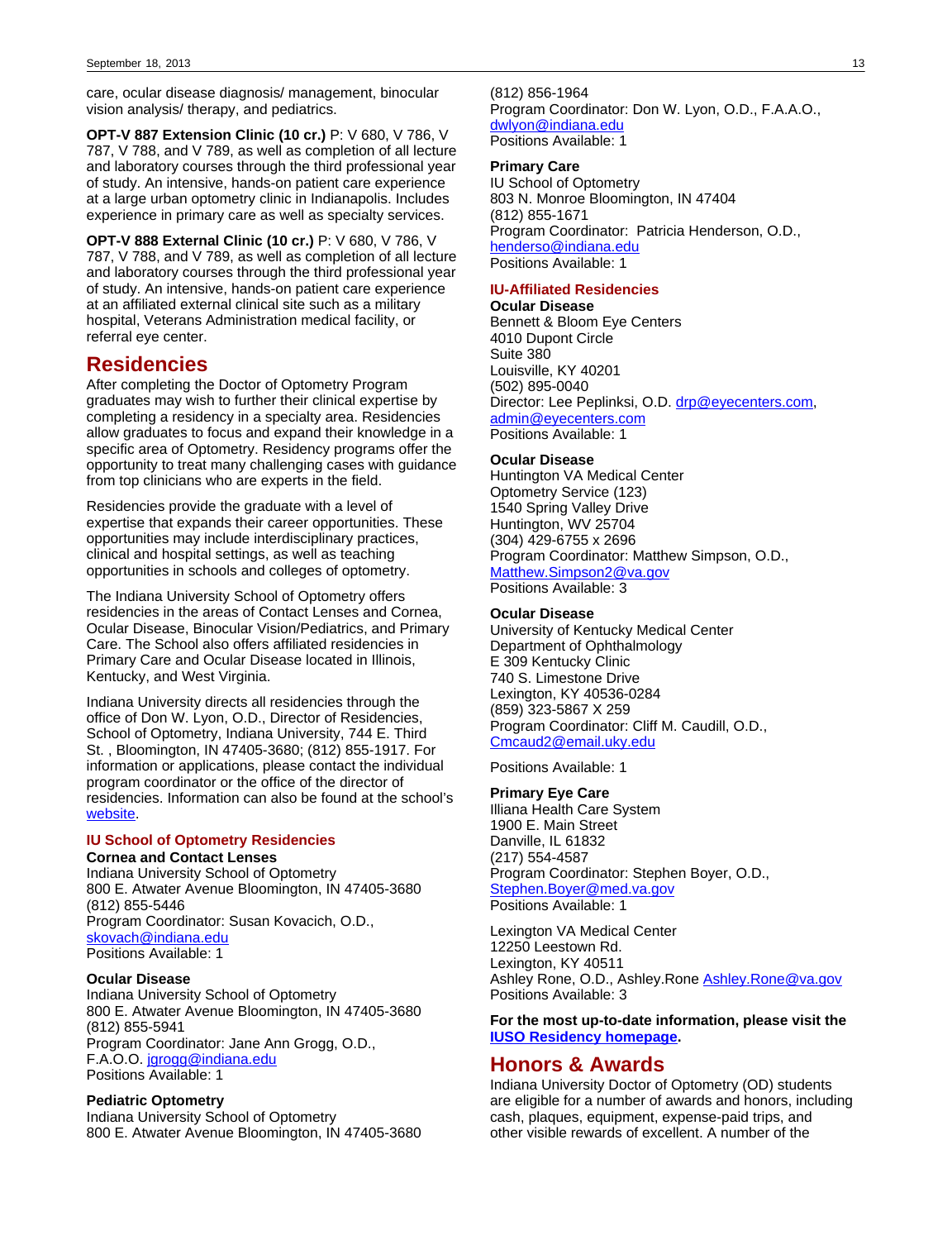care, ocular disease diagnosis/ management, binocular vision analysis/ therapy, and pediatrics.

**OPT-V 887 Extension Clinic (10 cr.)** P: V 680, V 786, V 787, V 788, and V 789, as well as completion of all lecture and laboratory courses through the third professional year of study. An intensive, hands-on patient care experience at a large urban optometry clinic in Indianapolis. Includes experience in primary care as well as specialty services.

**OPT-V 888 External Clinic (10 cr.)** P: V 680, V 786, V 787, V 788, and V 789, as well as completion of all lecture and laboratory courses through the third professional year of study. An intensive, hands-on patient care experience at an affiliated external clinical site such as a military hospital, Veterans Administration medical facility, or referral eye center.

# Residencies

After completing the Doctor of Optometry Program graduates may wish to further their clinical expertise by completing a residency in a specialty area. Residencies allow graduates to focus and expand their knowledge in a specific area of Optometry. Residency programs offer the opportunity to treat many challenging cases with guidance from top clinicians who are experts in the field.

Residencies provide the graduate with a level of expertise that expands their career opportunities. These opportunities may include interdisciplinary practices, clinical and hospital settings, as well as teaching opportunities in schools and colleges of optometry.

The Indiana University School of Optometry offers residencies in the areas of Contact Lenses and Cornea, Ocular Disease, Binocular Vision/Pediatrics, and Primary Care. The School also offers affiliated residencies in Primary Care and Ocular Disease located in Illinois, Kentucky, and West Virginia.

Indiana University directs all residencies through the office of Don W. Lyon, O.D., Director of Residencies, School of Optometry, Indiana University, 744 E. Third St. , Bloomington, IN 47405-3680; (812) 855-1917. For information or applications, please contact the individual program coordinator or the office of the director of residencies. Information can also be found at the school's website.

## IU School of Optometry Residencies

**Cornea and Contact Lenses**
Indiana University School of Optometry
800 E. Atwater Avenue Bloomington, IN 47405-3680
(812) 855-5446
Program Coordinator: Susan Kovacich, O.D., skovach@indiana.edu
Positions Available: 1

**Ocular Disease**
Indiana University School of Optometry
800 E. Atwater Avenue Bloomington, IN 47405-3680
(812) 855-5941
Program Coordinator: Jane Ann Grogg, O.D., F.A.O.O. jgrogg@indiana.edu
Positions Available: 1

**Pediatric Optometry**
Indiana University School of Optometry
800 E. Atwater Avenue Bloomington, IN 47405-3680
(812) 856-1964
Program Coordinator: Don W. Lyon, O.D., F.A.A.O., dwlyon@indiana.edu
Positions Available: 1

**Primary Care**
IU School of Optometry
803 N. Monroe Bloomington, IN 47404
(812) 855-1671
Program Coordinator: Patricia Henderson, O.D., henderso@indiana.edu
Positions Available: 1

## IU-Affiliated Residencies

**Ocular Disease**
Bennett & Bloom Eye Centers
4010 Dupont Circle
Suite 380
Louisville, KY 40201
(502) 895-0040
Director: Lee Peplinksi, O.D. drp@eyecenters.com, admin@eyecenters.com
Positions Available: 1

**Ocular Disease**
Huntington VA Medical Center
Optometry Service (123)
1540 Spring Valley Drive
Huntington, WV 25704
(304) 429-6755 x 2696
Program Coordinator: Matthew Simpson, O.D., Matthew.Simpson2@va.gov
Positions Available: 3

**Ocular Disease**
University of Kentucky Medical Center
Department of Ophthalmology
E 309 Kentucky Clinic
740 S. Limestone Drive
Lexington, KY 40536-0284
(859) 323-5867 X 259
Program Coordinator: Cliff M. Caudill, O.D., Cmcaud2@email.uky.edu

Positions Available: 1

**Primary Eye Care**
Illiana Health Care System
1900 E. Main Street
Danville, IL 61832
(217) 554-4587
Program Coordinator: Stephen Boyer, O.D., Stephen.Boyer@med.va.gov
Positions Available: 1

Lexington VA Medical Center
12250 Leestown Rd.
Lexington, KY 40511
Ashley Rone, O.D., Ashley.Rone Ashley.Rone@va.gov
Positions Available: 3

**For the most up-to-date information, please visit the IUSO Residency homepage.**

# Honors & Awards

Indiana University Doctor of Optometry (OD) students are eligible for a number of awards and honors, including cash, plaques, equipment, expense-paid trips, and other visible rewards of excellent. A number of the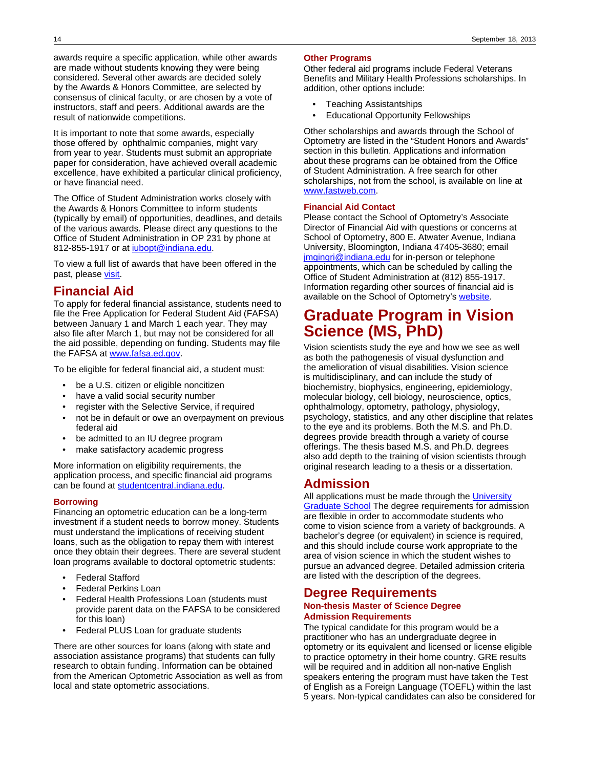awards require a specific application, while other awards are made without students knowing they were being considered. Several other awards are decided solely by the Awards & Honors Committee, are selected by consensus of clinical faculty, or are chosen by a vote of instructors, staff and peers. Additional awards are the result of nationwide competitions.

It is important to note that some awards, especially those offered by ophthalmic companies, might vary from year to year. Students must submit an appropriate paper for consideration, have achieved overall academic excellence, have exhibited a particular clinical proficiency, or have financial need.

The Office of Student Administration works closely with the Awards & Honors Committee to inform students (typically by email) of opportunities, deadlines, and details of the various awards. Please direct any questions to the Office of Student Administration in OP 231 by phone at 812-855-1917 or at iubopt@indiana.edu.

To view a full list of awards that have been offered in the past, please visit.

## Financial Aid

To apply for federal financial assistance, students need to file the Free Application for Federal Student Aid (FAFSA) between January 1 and March 1 each year. They may also file after March 1, but may not be considered for all the aid possible, depending on funding. Students may file the FAFSA at www.fafsa.ed.gov.

To be eligible for federal financial aid, a student must:

- be a U.S. citizen or eligible noncitizen
- have a valid social security number
- register with the Selective Service, if required
- not be in default or owe an overpayment on previous federal aid
- be admitted to an IU degree program
- make satisfactory academic progress

More information on eligibility requirements, the application process, and specific financial aid programs can be found at studentcentral.indiana.edu.

### Borrowing

Financing an optometric education can be a long-term investment if a student needs to borrow money. Students must understand the implications of receiving student loans, such as the obligation to repay them with interest once they obtain their degrees. There are several student loan programs available to doctoral optometric students:

- Federal Stafford
- Federal Perkins Loan
- Federal Health Professions Loan (students must provide parent data on the FAFSA to be considered for this loan)
- Federal PLUS Loan for graduate students

There are other sources for loans (along with state and association assistance programs) that students can fully research to obtain funding. Information can be obtained from the American Optometric Association as well as from local and state optometric associations.

### Other Programs

Other federal aid programs include Federal Veterans Benefits and Military Health Professions scholarships. In addition, other options include:

- Teaching Assistantships
- Educational Opportunity Fellowships

Other scholarships and awards through the School of Optometry are listed in the "Student Honors and Awards" section in this bulletin. Applications and information about these programs can be obtained from the Office of Student Administration. A free search for other scholarships, not from the school, is available on line at www.fastweb.com.

### Financial Aid Contact

Please contact the School of Optometry's Associate Director of Financial Aid with questions or concerns at School of Optometry, 800 E. Atwater Avenue, Indiana University, Bloomington, Indiana 47405-3680; email jmgingri@indiana.edu for in-person or telephone appointments, which can be scheduled by calling the Office of Student Administration at (812) 855-1917. Information regarding other sources of financial aid is available on the School of Optometry's website.

# Graduate Program in Vision Science (MS, PhD)

Vision scientists study the eye and how we see as well as both the pathogenesis of visual dysfunction and the amelioration of visual disabilities. Vision science is multidisciplinary, and can include the study of biochemistry, biophysics, engineering, epidemiology, molecular biology, cell biology, neuroscience, optics, ophthalmology, optometry, pathology, physiology, psychology, statistics, and any other discipline that relates to the eye and its problems. Both the M.S. and Ph.D. degrees provide breadth through a variety of course offerings. The thesis based M.S. and Ph.D. degrees also add depth to the training of vision scientists through original research leading to a thesis or a dissertation.

## Admission

All applications must be made through the University Graduate School The degree requirements for admission are flexible in order to accommodate students who come to vision science from a variety of backgrounds. A bachelor's degree (or equivalent) in science is required, and this should include course work appropriate to the area of vision science in which the student wishes to pursue an advanced degree. Detailed admission criteria are listed with the description of the degrees.

## Degree Requirements

### Non-thesis Master of Science Degree

### Admission Requirements

The typical candidate for this program would be a practitioner who has an undergraduate degree in optometry or its equivalent and licensed or license eligible to practice optometry in their home country. GRE results will be required and in addition all non-native English speakers entering the program must have taken the Test of English as a Foreign Language (TOEFL) within the last 5 years. Non-typical candidates can also be considered for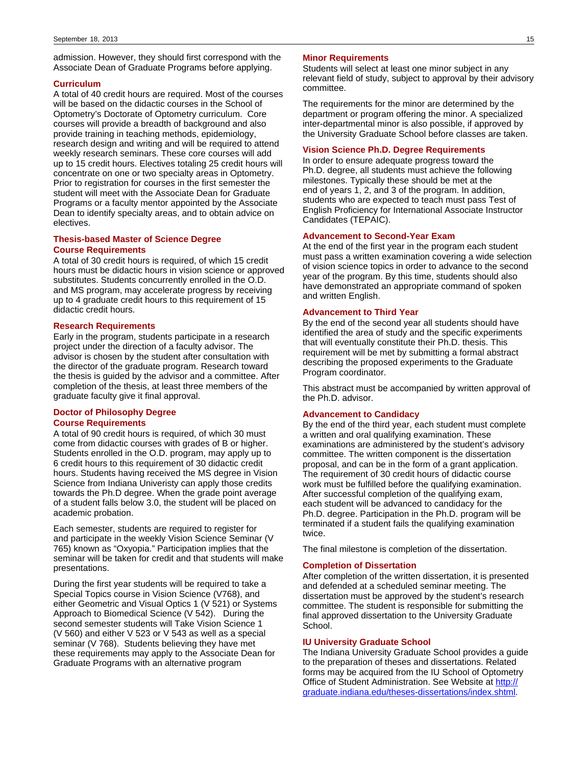admission. However, they should first correspond with the Associate Dean of Graduate Programs before applying.

### Curriculum

A total of 40 credit hours are required. Most of the courses will be based on the didactic courses in the School of Optometry's Doctorate of Optometry curriculum. Core courses will provide a breadth of background and also provide training in teaching methods, epidemiology, research design and writing and will be required to attend weekly research seminars. These core courses will add up to 15 credit hours. Electives totaling 25 credit hours will concentrate on one or two specialty areas in Optometry. Prior to registration for courses in the first semester the student will meet with the Associate Dean for Graduate Programs or a faculty mentor appointed by the Associate Dean to identify specialty areas, and to obtain advice on electives.

### Thesis-based Master of Science Degree Course Requirements

A total of 30 credit hours is required, of which 15 credit hours must be didactic hours in vision science or approved substitutes. Students concurrently enrolled in the O.D. and MS program, may accelerate progress by receiving up to 4 graduate credit hours to this requirement of 15 didactic credit hours.

### Research Requirements

Early in the program, students participate in a research project under the direction of a faculty advisor. The advisor is chosen by the student after consultation with the director of the graduate program. Research toward the thesis is guided by the advisor and a committee. After completion of the thesis, at least three members of the graduate faculty give it final approval.

### Doctor of Philosophy Degree Course Requirements

A total of 90 credit hours is required, of which 30 must come from didactic courses with grades of B or higher. Students enrolled in the O.D. program, may apply up to 6 credit hours to this requirement of 30 didactic credit hours. Students having received the MS degree in Vision Science from Indiana Univeristy can apply those credits towards the Ph.D degree. When the grade point average of a student falls below 3.0, the student will be placed on academic probation.

Each semester, students are required to register for and participate in the weekly Vision Science Seminar (V 765) known as "Oxyopia." Participation implies that the seminar will be taken for credit and that students will make presentations.

During the first year students will be required to take a Special Topics course in Vision Science (V768), and either Geometric and Visual Optics 1 (V 521) or Systems Approach to Biomedical Science (V 542). During the second semester students will Take Vision Science 1 (V 560) and either V 523 or V 543 as well as a special seminar (V 768). Students believing they have met these requirements may apply to the Associate Dean for Graduate Programs with an alternative program

### Minor Requirements

Students will select at least one minor subject in any relevant field of study, subject to approval by their advisory committee.

The requirements for the minor are determined by the department or program offering the minor. A specialized inter-departmental minor is also possible, if approved by the University Graduate School before classes are taken.

### Vision Science Ph.D. Degree Requirements

In order to ensure adequate progress toward the Ph.D. degree, all students must achieve the following milestones. Typically these should be met at the end of years 1, 2, and 3 of the program. In addition, students who are expected to teach must pass Test of English Proficiency for International Associate Instructor Candidates (TEPAIC).

### Advancement to Second-Year Exam

At the end of the first year in the program each student must pass a written examination covering a wide selection of vision science topics in order to advance to the second year of the program. By this time, students should also have demonstrated an appropriate command of spoken and written English.

### Advancement to Third Year

By the end of the second year all students should have identified the area of study and the specific experiments that will eventually constitute their Ph.D. thesis. This requirement will be met by submitting a formal abstract describing the proposed experiments to the Graduate Program coordinator.

This abstract must be accompanied by written approval of the Ph.D. advisor.

### Advancement to Candidacy

By the end of the third year, each student must complete a written and oral qualifying examination. These examinations are administered by the student's advisory committee. The written component is the dissertation proposal, and can be in the form of a grant application. The requirement of 30 credit hours of didactic course work must be fulfilled before the qualifying examination. After successful completion of the qualifying exam, each student will be advanced to candidacy for the Ph.D. degree. Participation in the Ph.D. program will be terminated if a student fails the qualifying examination twice.

The final milestone is completion of the dissertation.

### Completion of Dissertation

After completion of the written dissertation, it is presented and defended at a scheduled seminar meeting. The dissertation must be approved by the student's research committee. The student is responsible for submitting the final approved dissertation to the University Graduate School.

### IU University Graduate School

The Indiana University Graduate School provides a guide to the preparation of theses and dissertations. Related forms may be acquired from the IU School of Optometry Office of Student Administration. See Website at [http://graduate.indiana.edu/theses-dissertations/index.shtml](http://graduate.indiana.edu/theses-dissertations/index.shtml).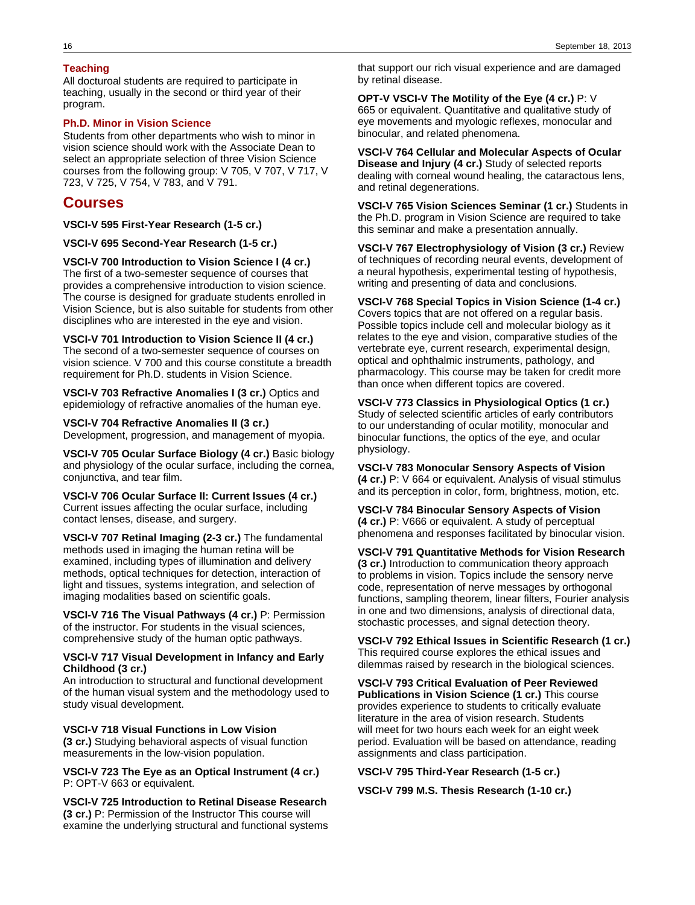### Teaching

All docturoal students are required to participate in teaching, usually in the second or third year of their program.

### Ph.D. Minor in Vision Science

Students from other departments who wish to minor in vision science should work with the Associate Dean to select an appropriate selection of three Vision Science courses from the following group: V 705, V 707, V 717, V 723, V 725, V 754, V 783, and V 791.

## Courses

**VSCI-V 595 First-Year Research (1-5 cr.)**

**VSCI-V 695 Second-Year Research (1-5 cr.)**

**VSCI-V 700 Introduction to Vision Science I (4 cr.)** The first of a two-semester sequence of courses that provides a comprehensive introduction to vision science. The course is designed for graduate students enrolled in Vision Science, but is also suitable for students from other disciplines who are interested in the eye and vision.

**VSCI-V 701 Introduction to Vision Science II (4 cr.)** The second of a two-semester sequence of courses on vision science. V 700 and this course constitute a breadth requirement for Ph.D. students in Vision Science.

**VSCI-V 703 Refractive Anomalies I (3 cr.)** Optics and epidemiology of refractive anomalies of the human eye.

**VSCI-V 704 Refractive Anomalies II (3 cr.)** Development, progression, and management of myopia.

**VSCI-V 705 Ocular Surface Biology (4 cr.)** Basic biology and physiology of the ocular surface, including the cornea, conjunctiva, and tear film.

**VSCI-V 706 Ocular Surface II: Current Issues (4 cr.)** Current issues affecting the ocular surface, including contact lenses, disease, and surgery.

**VSCI-V 707 Retinal Imaging (2-3 cr.)** The fundamental methods used in imaging the human retina will be examined, including types of illumination and delivery methods, optical techniques for detection, interaction of light and tissues, systems integration, and selection of imaging modalities based on scientific goals.

**VSCI-V 716 The Visual Pathways (4 cr.)** P: Permission of the instructor. For students in the visual sciences, comprehensive study of the human optic pathways.

**VSCI-V 717 Visual Development in Infancy and Early Childhood (3 cr.)**
An introduction to structural and functional development of the human visual system and the methodology used to study visual development.

**VSCI-V 718 Visual Functions in Low Vision (3 cr.)** Studying behavioral aspects of visual function measurements in the low-vision population.

**VSCI-V 723 The Eye as an Optical Instrument (4 cr.)** P: OPT-V 663 or equivalent.

**VSCI-V 725 Introduction to Retinal Disease Research (3 cr.)** P: Permission of the Instructor This course will examine the underlying structural and functional systems that support our rich visual experience and are damaged by retinal disease.

**OPT-V VSCI-V The Motility of the Eye (4 cr.)** P: V 665 or equivalent. Quantitative and qualitative study of eye movements and myologic reflexes, monocular and binocular, and related phenomena.

**VSCI-V 764 Cellular and Molecular Aspects of Ocular Disease and Injury (4 cr.)** Study of selected reports dealing with corneal wound healing, the cataractous lens, and retinal degenerations.

**VSCI-V 765 Vision Sciences Seminar (1 cr.)** Students in the Ph.D. program in Vision Science are required to take this seminar and make a presentation annually.

**VSCI-V 767 Electrophysiology of Vision (3 cr.)** Review of techniques of recording neural events, development of a neural hypothesis, experimental testing of hypothesis, writing and presenting of data and conclusions.

**VSCI-V 768 Special Topics in Vision Science (1-4 cr.)** Covers topics that are not offered on a regular basis. Possible topics include cell and molecular biology as it relates to the eye and vision, comparative studies of the vertebrate eye, current research, experimental design, optical and ophthalmic instruments, pathology, and pharmacology. This course may be taken for credit more than once when different topics are covered.

**VSCI-V 773 Classics in Physiological Optics (1 cr.)** Study of selected scientific articles of early contributors to our understanding of ocular motility, monocular and binocular functions, the optics of the eye, and ocular physiology.

**VSCI-V 783 Monocular Sensory Aspects of Vision (4 cr.)** P: V 664 or equivalent. Analysis of visual stimulus and its perception in color, form, brightness, motion, etc.

**VSCI-V 784 Binocular Sensory Aspects of Vision (4 cr.)** P: V666 or equivalent. A study of perceptual phenomena and responses facilitated by binocular vision.

**VSCI-V 791 Quantitative Methods for Vision Research (3 cr.)** Introduction to communication theory approach to problems in vision. Topics include the sensory nerve code, representation of nerve messages by orthogonal functions, sampling theorem, linear filters, Fourier analysis in one and two dimensions, analysis of directional data, stochastic processes, and signal detection theory.

**VSCI-V 792 Ethical Issues in Scientific Research (1 cr.)** This required course explores the ethical issues and dilemmas raised by research in the biological sciences.

**VSCI-V 793 Critical Evaluation of Peer Reviewed Publications in Vision Science (1 cr.)** This course provides experience to students to critically evaluate literature in the area of vision research. Students will meet for two hours each week for an eight week period. Evaluation will be based on attendance, reading assignments and class participation.

**VSCI-V 795 Third-Year Research (1-5 cr.)**

**VSCI-V 799 M.S. Thesis Research (1-10 cr.)**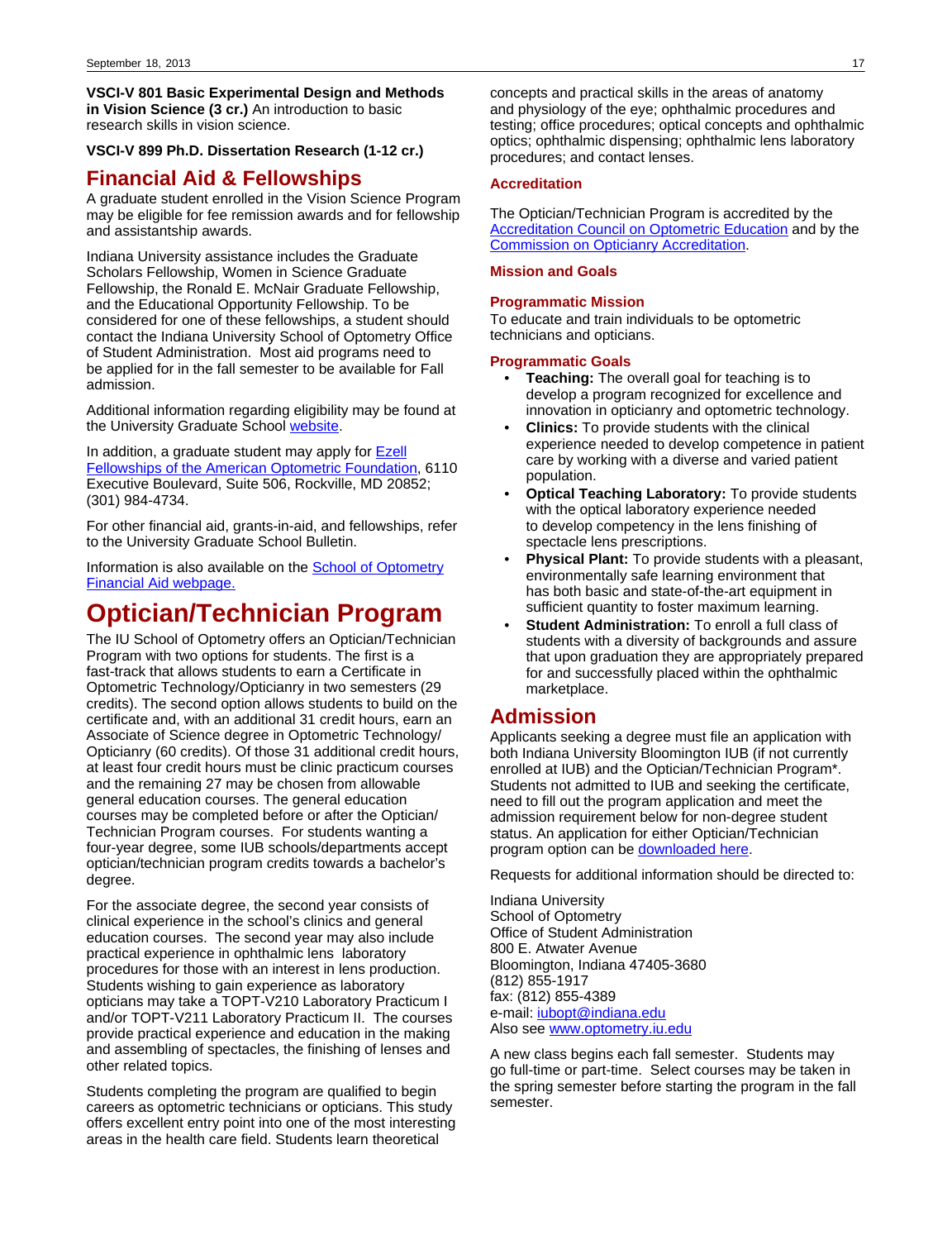**VSCI-V 801 Basic Experimental Design and Methods in Vision Science (3 cr.)** An introduction to basic research skills in vision science.

**VSCI-V 899 Ph.D. Dissertation Research (1-12 cr.)**

## Financial Aid & Fellowships

A graduate student enrolled in the Vision Science Program may be eligible for fee remission awards and for fellowship and assistantship awards.

Indiana University assistance includes the Graduate Scholars Fellowship, Women in Science Graduate Fellowship, the Ronald E. McNair Graduate Fellowship, and the Educational Opportunity Fellowship. To be considered for one of these fellowships, a student should contact the Indiana University School of Optometry Office of Student Administration. Most aid programs need to be applied for in the fall semester to be available for Fall admission.

Additional information regarding eligibility may be found at the University Graduate School website.

In addition, a graduate student may apply for Ezell Fellowships of the American Optometric Foundation, 6110 Executive Boulevard, Suite 506, Rockville, MD 20852; (301) 984-4734.

For other financial aid, grants-in-aid, and fellowships, refer to the University Graduate School Bulletin.

Information is also available on the School of Optometry Financial Aid webpage.

# Optician/Technician Program

The IU School of Optometry offers an Optician/Technician Program with two options for students. The first is a fast-track that allows students to earn a Certificate in Optometric Technology/Opticianry in two semesters (29 credits). The second option allows students to build on the certificate and, with an additional 31 credit hours, earn an Associate of Science degree in Optometric Technology/ Opticianry (60 credits). Of those 31 additional credit hours, at least four credit hours must be clinic practicum courses and the remaining 27 may be chosen from allowable general education courses. The general education courses may be completed before or after the Optician/ Technician Program courses. For students wanting a four-year degree, some IUB schools/departments accept optician/technician program credits towards a bachelor's degree.

For the associate degree, the second year consists of clinical experience in the school's clinics and general education courses. The second year may also include practical experience in ophthalmic lens laboratory procedures for those with an interest in lens production. Students wishing to gain experience as laboratory opticians may take a TOPT-V210 Laboratory Practicum I and/or TOPT-V211 Laboratory Practicum II. The courses provide practical experience and education in the making and assembling of spectacles, the finishing of lenses and other related topics.

Students completing the program are qualified to begin careers as optometric technicians or opticians. This study offers excellent entry point into one of the most interesting areas in the health care field. Students learn theoretical concepts and practical skills in the areas of anatomy and physiology of the eye; ophthalmic procedures and testing; office procedures; optical concepts and ophthalmic optics; ophthalmic dispensing; ophthalmic lens laboratory procedures; and contact lenses.

### Accreditation

The Optician/Technician Program is accredited by the Accreditation Council on Optometric Education and by the Commission on Opticiary Accreditation.

### Mission and Goals

#### Programmatic Mission

To educate and train individuals to be optometric technicians and opticians.

#### Programmatic Goals

- **Teaching:** The overall goal for teaching is to develop a program recognized for excellence and innovation in opticianry and optometric technology.
- **Clinics:** To provide students with the clinical experience needed to develop competence in patient care by working with a diverse and varied patient population.
- **Optical Teaching Laboratory:** To provide students with the optical laboratory experience needed to develop competency in the lens finishing of spectacle lens prescriptions.
- **Physical Plant:** To provide students with a pleasant, environmentally safe learning environment that has both basic and state-of-the-art equipment in sufficient quantity to foster maximum learning.
- **Student Administration:** To enroll a full class of students with a diversity of backgrounds and assure that upon graduation they are appropriately prepared for and successfully placed within the ophthalmic marketplace.

## Admission

Applicants seeking a degree must file an application with both Indiana University Bloomington IUB (if not currently enrolled at IUB) and the Optician/Technician Program*. Students not admitted to IUB and seeking the certificate, need to fill out the program application and meet the admission requirement below for non-degree student status. An application for either Optician/Technician program option can be downloaded here.

Requests for additional information should be directed to:

Indiana University
School of Optometry
Office of Student Administration
800 E. Atwater Avenue
Bloomington, Indiana 47405-3680
(812) 855-1917
fax: (812) 855-4389
e-mail: iubopt@indiana.edu
Also see www.optometry.iu.edu

A new class begins each fall semester. Students may go full-time or part-time. Select courses may be taken in the spring semester before starting the program in the fall semester.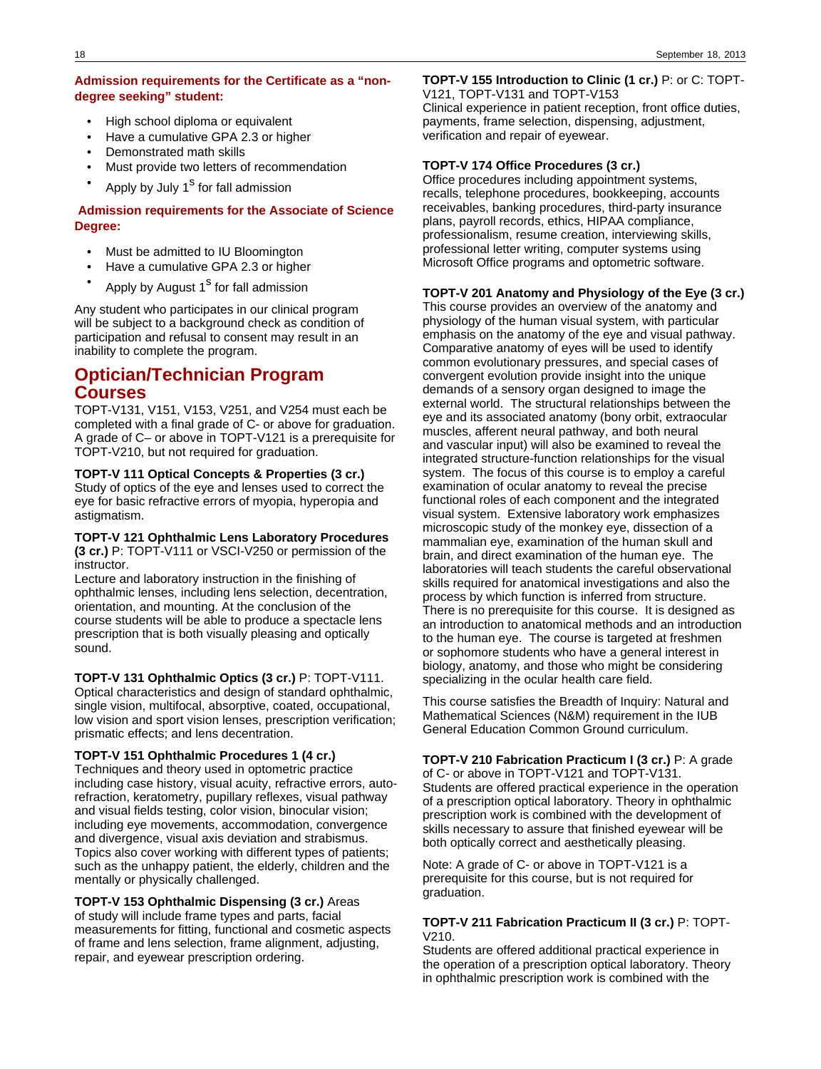**Admission requirements for the Certificate as a "non-degree seeking" student:**

- High school diploma or equivalent
- Have a cumulative GPA 2.3 or higher
- Demonstrated math skills
- Must provide two letters of recommendation
- Apply by July 1$^{s}$ for fall admission

**Admission requirements for the Associate of Science Degree:**

- Must be admitted to IU Bloomington
- Have a cumulative GPA 2.3 or higher
- Apply by August 1$^{s}$ for fall admission

Any student who participates in our clinical program will be subject to a background check as condition of participation and refusal to consent may result in an inability to complete the program.

## Optician/Technician Program Courses

TOPT-V131, V151, V153, V251, and V254 must each be completed with a final grade of C- or above for graduation. A grade of C– or above in TOPT-V121 is a prerequisite for TOPT-V210, but not required for graduation.

**TOPT-V 111 Optical Concepts & Properties (3 cr.)**
Study of optics of the eye and lenses used to correct the eye for basic refractive errors of myopia, hyperopia and astigmatism.

**TOPT-V 121 Ophthalmic Lens Laboratory Procedures (3 cr.)** P: TOPT-V111 or VSCI-V250 or permission of the instructor.
Lecture and laboratory instruction in the finishing of ophthalmic lenses, including lens selection, decentration, orientation, and mounting. At the conclusion of the course students will be able to produce a spectacle lens prescription that is both visually pleasing and optically sound.

**TOPT-V 131 Ophthalmic Optics (3 cr.)** P: TOPT-V111.
Optical characteristics and design of standard ophthalmic, single vision, multifocal, absorptive, coated, occupational, low vision and sport vision lenses, prescription verification; prismatic effects; and lens decentration.

**TOPT-V 151 Ophthalmic Procedures 1 (4 cr.)**
Techniques and theory used in optometric practice including case history, visual acuity, refractive errors, auto-refraction, keratometry, pupillary reflexes, visual pathway and visual fields testing, color vision, binocular vision; including eye movements, accommodation, convergence and divergence, visual axis deviation and strabismus. Topics also cover working with different types of patients; such as the unhappy patient, the elderly, children and the mentally or physically challenged.

**TOPT-V 153 Ophthalmic Dispensing (3 cr.)** Areas of study will include frame types and parts, facial measurements for fitting, functional and cosmetic aspects of frame and lens selection, frame alignment, adjusting, repair, and eyewear prescription ordering.

**TOPT-V 155 Introduction to Clinic (1 cr.)** P: or C: TOPT-V121, TOPT-V131 and TOPT-V153
Clinical experience in patient reception, front office duties, payments, frame selection, dispensing, adjustment, verification and repair of eyewear.

**TOPT-V 174 Office Procedures (3 cr.)**
Office procedures including appointment systems, recalls, telephone procedures, bookkeeping, accounts receivables, banking procedures, third-party insurance plans, payroll records, ethics, HIPAA compliance, professionalism, resume creation, interviewing skills, professional letter writing, computer systems using Microsoft Office programs and optometric software.

**TOPT-V 201 Anatomy and Physiology of the Eye (3 cr.)**
This course provides an overview of the anatomy and physiology of the human visual system, with particular emphasis on the anatomy of the eye and visual pathway. Comparative anatomy of eyes will be used to identify common evolutionary pressures, and special cases of convergent evolution provide insight into the unique demands of a sensory organ designed to image the external world. The structural relationships between the eye and its associated anatomy (bony orbit, extraocular muscles, afferent neural pathway, and both neural and vascular input) will also be examined to reveal the integrated structure-function relationships for the visual system. The focus of this course is to employ a careful examination of ocular anatomy to reveal the precise functional roles of each component and the integrated visual system. Extensive laboratory work emphasizes microscopic study of the monkey eye, dissection of a mammalian eye, examination of the human skull and brain, and direct examination of the human eye. The laboratories will teach students the careful observational skills required for anatomical investigations and also the process by which function is inferred from structure. There is no prerequisite for this course. It is designed as an introduction to anatomical methods and an introduction to the human eye. The course is targeted at freshmen or sophomore students who have a general interest in biology, anatomy, and those who might be considering specializing in the ocular health care field.

This course satisfies the Breadth of Inquiry: Natural and Mathematical Sciences (N&M) requirement in the IUB General Education Common Ground curriculum.

**TOPT-V 210 Fabrication Practicum I (3 cr.)** P: A grade of C- or above in TOPT-V121 and TOPT-V131.
Students are offered practical experience in the operation of a prescription optical laboratory. Theory in ophthalmic prescription work is combined with the development of skills necessary to assure that finished eyewear will be both optically correct and aesthetically pleasing.

Note: A grade of C- or above in TOPT-V121 is a prerequisite for this course, but is not required for graduation.

**TOPT-V 211 Fabrication Practicum II (3 cr.)** P: TOPT-V210.
Students are offered additional practical experience in the operation of a prescription optical laboratory. Theory in ophthalmic prescription work is combined with the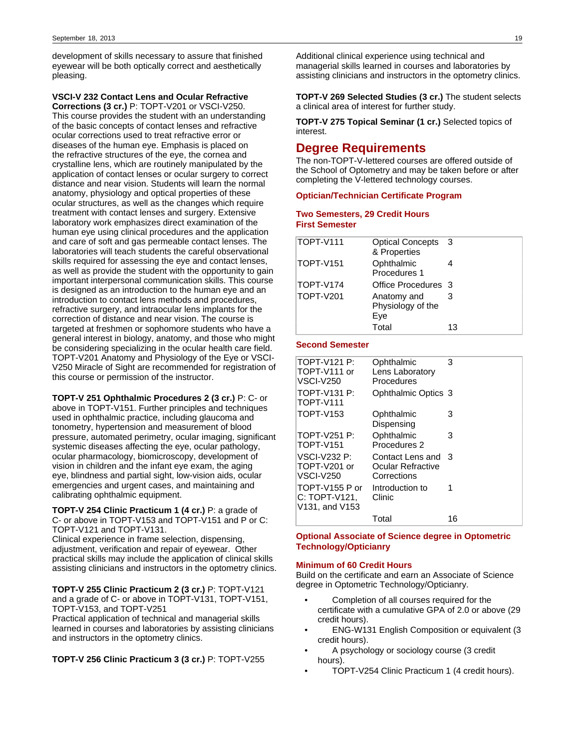development of skills necessary to assure that finished eyewear will be both optically correct and aesthetically pleasing.

**VSCI-V 232 Contact Lens and Ocular Refractive Corrections (3 cr.)** P: TOPT-V201 or VSCI-V250. This course provides the student with an understanding of the basic concepts of contact lenses and refractive ocular corrections used to treat refractive error or diseases of the human eye. Emphasis is placed on the refractive structures of the eye, the cornea and crystalline lens, which are routinely manipulated by the application of contact lenses or ocular surgery to correct distance and near vision. Students will learn the normal anatomy, physiology and optical properties of these ocular structures, as well as the changes which require treatment with contact lenses and surgery. Extensive laboratory work emphasizes direct examination of the human eye using clinical procedures and the application and care of soft and gas permeable contact lenses. The laboratories will teach students the careful observational skills required for assessing the eye and contact lenses, as well as provide the student with the opportunity to gain important interpersonal communication skills. This course is designed as an introduction to the human eye and an introduction to contact lens methods and procedures, refractive surgery, and intraocular lens implants for the correction of distance and near vision. The course is targeted at freshmen or sophomore students who have a general interest in biology, anatomy, and those who might be considering specializing in the ocular health care field. TOPT-V201 Anatomy and Physiology of the Eye or VSCI-V250 Miracle of Sight are recommended for registration of this course or permission of the instructor.

**TOPT-V 251 Ophthalmic Procedures 2 (3 cr.)** P: C- or above in TOPT-V151. Further principles and techniques used in ophthalmic practice, including glaucoma and tonometry, hypertension and measurement of blood pressure, automated perimetry, ocular imaging, significant systemic diseases affecting the eye, ocular pathology, ocular pharmacology, biomicroscopy, development of vision in children and the infant eye exam, the aging eye, blindness and partial sight, low-vision aids, ocular emergencies and urgent cases, and maintaining and calibrating ophthalmic equipment.

**TOPT-V 254 Clinic Practicum 1 (4 cr.)** P: a grade of C- or above in TOPT-V153 and TOPT-V151 and P or C: TOPT-V121 and TOPT-V131.
Clinical experience in frame selection, dispensing, adjustment, verification and repair of eyewear. Other practical skills may include the application of clinical skills assisting clinicians and instructors in the optometry clinics.

**TOPT-V 255 Clinic Practicum 2 (3 cr.)** P: TOPT-V121 and a grade of C- or above in TOPT-V131, TOPT-V151, TOPT-V153, and TOPT-V251
Practical application of technical and managerial skills learned in courses and laboratories by assisting clinicians and instructors in the optometry clinics.

**TOPT-V 256 Clinic Practicum 3 (3 cr.)** P: TOPT-V255
Additional clinical experience using technical and managerial skills learned in courses and laboratories by assisting clinicians and instructors in the optometry clinics.

**TOPT-V 269 Selected Studies (3 cr.)** The student selects a clinical area of interest for further study.

**TOPT-V 275 Topical Seminar (1 cr.)** Selected topics of interest.

# Degree Requirements

The non-TOPT-V-lettered courses are offered outside of the School of Optometry and may be taken before or after completing the V-lettered technology courses.

### Optician/Technician Certificate Program

### Two Semesters, 29 Credit Hours
### First Semester

| | | |
|---|---|---|
| TOPT-V111 | Optical Concepts & Properties | 3 |
| TOPT-V151 | Ophthalmic Procedures 1 | 4 |
| TOPT-V174 | Office Procedures | 3 |
| TOPT-V201 | Anatomy and Physiology of the Eye | 3 |
| | Total | 13 |

### Second Semester

| | | |
|---|---|---|
| TOPT-V121 P: TOPT-V111 or VSCI-V250 | Ophthalmic Lens Laboratory Procedures | 3 |
| TOPT-V131 P: TOPT-V111 | Ophthalmic Optics | 3 |
| TOPT-V153 | Ophthalmic Dispensing | 3 |
| TOPT-V251 P: TOPT-V151 | Ophthalmic Procedures 2 | 3 |
| VSCI-V232 P: TOPT-V201 or VSCI-V250 | Contact Lens and Ocular Refractive Corrections | 3 |
| TOPT-V155 P or C: TOPT-V121, V131, and V153 | Introduction to Clinic | 1 |
| | Total | 16 |

### Optional Associate of Science degree in Optometric Technology/Opticianry

### Minimum of 60 Credit Hours

Build on the certificate and earn an Associate of Science degree in Optometric Technology/Opticianry.

- Completion of all courses required for the certificate with a cumulative GPA of 2.0 or above (29 credit hours).
- ENG-W131 English Composition or equivalent (3 credit hours).
- A psychology or sociology course (3 credit hours).
- TOPT-V254 Clinic Practicum 1 (4 credit hours).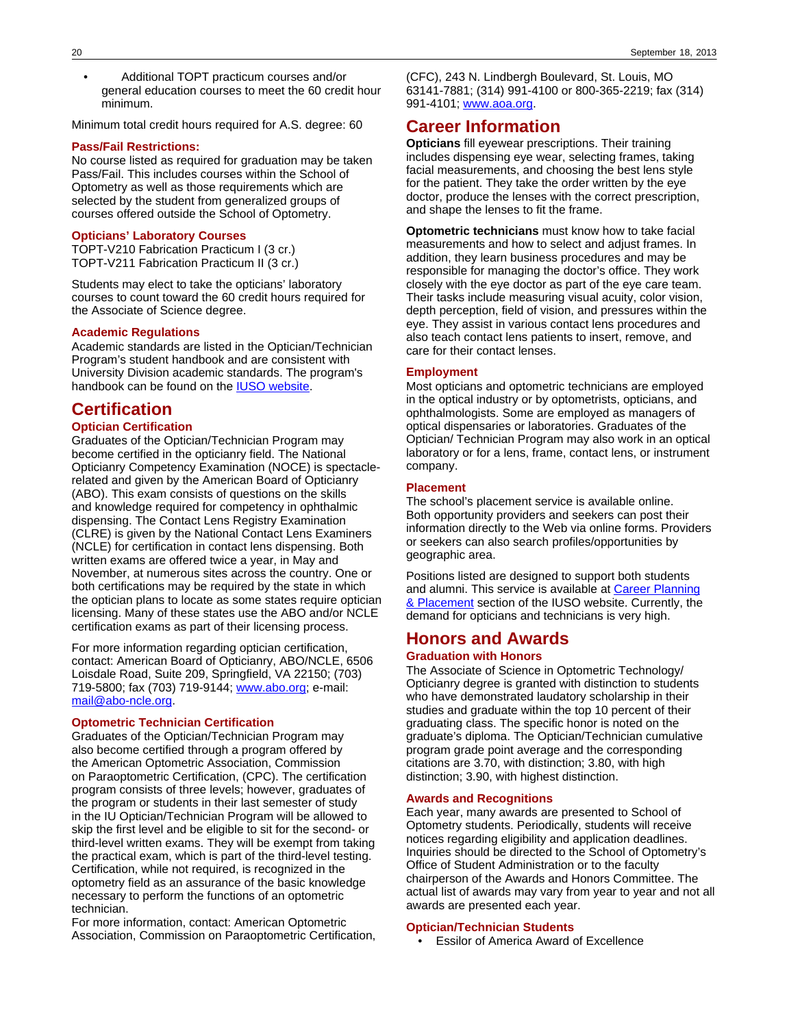- Additional TOPT practicum courses and/or general education courses to meet the 60 credit hour minimum.

Minimum total credit hours required for A.S. degree: 60

### Pass/Fail Restrictions:

No course listed as required for graduation may be taken Pass/Fail. This includes courses within the School of Optometry as well as those requirements which are selected by the student from generalized groups of courses offered outside the School of Optometry.

### Opticians' Laboratory Courses

TOPT-V210 Fabrication Practicum I (3 cr.)
TOPT-V211 Fabrication Practicum II (3 cr.)

Students may elect to take the opticians' laboratory courses to count toward the 60 credit hours required for the Associate of Science degree.

### Academic Regulations

Academic standards are listed in the Optician/Technician Program's student handbook and are consistent with University Division academic standards. The program's handbook can be found on the IUSO website.

## Certification

### Optician Certification

Graduates of the Optician/Technician Program may become certified in the opticianry field. The National Opticianry Competency Examination (NOCE) is spectacle-related and given by the American Board of Opticianry (ABO). This exam consists of questions on the skills and knowledge required for competency in ophthalmic dispensing. The Contact Lens Registry Examination (CLRE) is given by the National Contact Lens Examiners (NCLE) for certification in contact lens dispensing. Both written exams are offered twice a year, in May and November, at numerous sites across the country. One or both certifications may be required by the state in which the optician plans to locate as some states require optician licensing. Many of these states use the ABO and/or NCLE certification exams as part of their licensing process.

For more information regarding optician certification, contact: American Board of Opticianry, ABO/NCLE, 6506 Loisdale Road, Suite 209, Springfield, VA 22150; (703) 719-5800; fax (703) 719-9144; www.abo.org; e-mail: mail@abo-ncle.org.

### Optometric Technician Certification

Graduates of the Optician/Technician Program may also become certified through a program offered by the American Optometric Association, Commission on Paraoptometric Certification, (CPC). The certification program consists of three levels; however, graduates of the program or students in their last semester of study in the IU Optician/Technician Program will be allowed to skip the first level and be eligible to sit for the second- or third-level written exams. They will be exempt from taking the practical exam, which is part of the third-level testing. Certification, while not required, is recognized in the optometry field as an assurance of the basic knowledge necessary to perform the functions of an optometric technician.
For more information, contact: American Optometric Association, Commission on Paraoptometric Certification, (CFC), 243 N. Lindbergh Boulevard, St. Louis, MO 63141-7881; (314) 991-4100 or 800-365-2219; fax (314) 991-4101; www.aoa.org.

## Career Information

**Opticians** fill eyewear prescriptions. Their training includes dispensing eye wear, selecting frames, taking facial measurements, and choosing the best lens style for the patient. They take the order written by the eye doctor, produce the lenses with the correct prescription, and shape the lenses to fit the frame.

**Optometric technicians** must know how to take facial measurements and how to select and adjust frames. In addition, they learn business procedures and may be responsible for managing the doctor's office. They work closely with the eye doctor as part of the eye care team. Their tasks include measuring visual acuity, color vision, depth perception, field of vision, and pressures within the eye. They assist in various contact lens procedures and also teach contact lens patients to insert, remove, and care for their contact lenses.

### Employment

Most opticians and optometric technicians are employed in the optical industry or by optometrists, opticians, and ophthalmologists. Some are employed as managers of optical dispensaries or laboratories. Graduates of the Optician/ Technician Program may also work in an optical laboratory or for a lens, frame, contact lens, or instrument company.

### Placement

The school's placement service is available online. Both opportunity providers and seekers can post their information directly to the Web via online forms. Providers or seekers can also search profiles/opportunities by geographic area.

Positions listed are designed to support both students and alumni. This service is available at Career Planning & Placement section of the IUSO website. Currently, the demand for opticians and technicians is very high.

## Honors and Awards

### Graduation with Honors

The Associate of Science in Optometric Technology/ Opticianry degree is granted with distinction to students who have demonstrated laudatory scholarship in their studies and graduate within the top 10 percent of their graduating class. The specific honor is noted on the graduate's diploma. The Optician/Technician cumulative program grade point average and the corresponding citations are 3.70, with distinction; 3.80, with high distinction; 3.90, with highest distinction.

### Awards and Recognitions

Each year, many awards are presented to School of Optometry students. Periodically, students will receive notices regarding eligibility and application deadlines. Inquiries should be directed to the School of Optometry's Office of Student Administration or to the faculty chairperson of the Awards and Honors Committee. The actual list of awards may vary from year to year and not all awards are presented each year.

### Optician/Technician Students

- Essilor of America Award of Excellence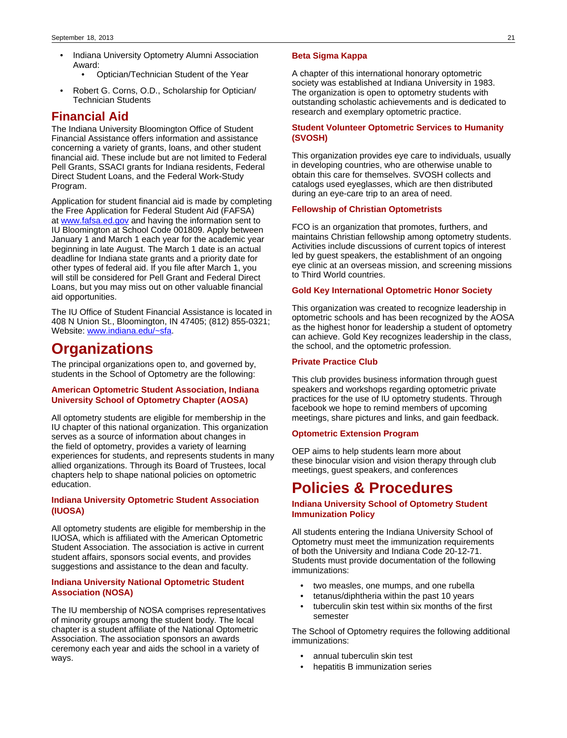- Indiana University Optometry Alumni Association Award:
    - Optician/Technician Student of the Year
- Robert G. Corns, O.D., Scholarship for Optician/ Technician Students

## Financial Aid

The Indiana University Bloomington Office of Student Financial Assistance offers information and assistance concerning a variety of grants, loans, and other student financial aid. These include but are not limited to Federal Pell Grants, SSACI grants for Indiana residents, Federal Direct Student Loans, and the Federal Work-Study Program.

Application for student financial aid is made by completing the Free Application for Federal Student Aid (FAFSA) at [www.fafsa.ed.gov](http://www.fafsa.ed.gov) and having the information sent to IU Bloomington at School Code 001809. Apply between January 1 and March 1 each year for the academic year beginning in late August. The March 1 date is an actual deadline for Indiana state grants and a priority date for other types of federal aid. If you file after March 1, you will still be considered for Pell Grant and Federal Direct Loans, but you may miss out on other valuable financial aid opportunities.

The IU Office of Student Financial Assistance is located in 408 N Union St., Bloomington, IN 47405; (812) 855-0321; Website: [www.indiana.edu/~sfa](http://www.indiana.edu/~sfa).

# Organizations

The principal organizations open to, and governed by, students in the School of Optometry are the following:

### American Optometric Student Association, Indiana University School of Optometry Chapter (AOSA)

All optometry students are eligible for membership in the IU chapter of this national organization. This organization serves as a source of information about changes in the field of optometry, provides a variety of learning experiences for students, and represents students in many allied organizations. Through its Board of Trustees, local chapters help to shape national policies on optometric education.

### Indiana University Optometric Student Association (IUOSA)

All optometry students are eligible for membership in the IUOSA, which is affiliated with the American Optometric Student Association. The association is active in current student affairs, sponsors social events, and provides suggestions and assistance to the dean and faculty.

### Indiana University National Optometric Student Association (NOSA)

The IU membership of NOSA comprises representatives of minority groups among the student body. The local chapter is a student affiliate of the National Optometric Association. The association sponsors an awards ceremony each year and aids the school in a variety of ways.

### Beta Sigma Kappa

A chapter of this international honorary optometric society was established at Indiana University in 1983. The organization is open to optometry students with outstanding scholastic achievements and is dedicated to research and exemplary optometric practice.

### Student Volunteer Optometric Services to Humanity (SVOSH)

This organization provides eye care to individuals, usually in developing countries, who are otherwise unable to obtain this care for themselves. SVOSH collects and catalogs used eyeglasses, which are then distributed during an eye-care trip to an area of need.

### Fellowship of Christian Optometrists

FCO is an organization that promotes, furthers, and maintains Christian fellowship among optometry students. Activities include discussions of current topics of interest led by guest speakers, the establishment of an ongoing eye clinic at an overseas mission, and screening missions to Third World countries.

### Gold Key International Optometric Honor Society

This organization was created to recognize leadership in optometric schools and has been recognized by the AOSA as the highest honor for leadership a student of optometry can achieve. Gold Key recognizes leadership in the class, the school, and the optometric profession.

### Private Practice Club

This club provides business information through guest speakers and workshops regarding optometric private practices for the use of IU optometry students. Through facebook we hope to remind members of upcoming meetings, share pictures and links, and gain feedback.

### Optometric Extension Program

OEP aims to help students learn more about these binocular vision and vision therapy through club meetings, guest speakers, and conferences

# Policies & Procedures

### Indiana University School of Optometry Student Immunization Policy

All students entering the Indiana University School of Optometry must meet the immunization requirements of both the University and Indiana Code 20-12-71. Students must provide documentation of the following immunizations:

- two measles, one mumps, and one rubella
- tetanus/diphtheria within the past 10 years
- tuberculin skin test within six months of the first semester

The School of Optometry requires the following additional immunizations:

- annual tuberculin skin test
- hepatitis B immunization series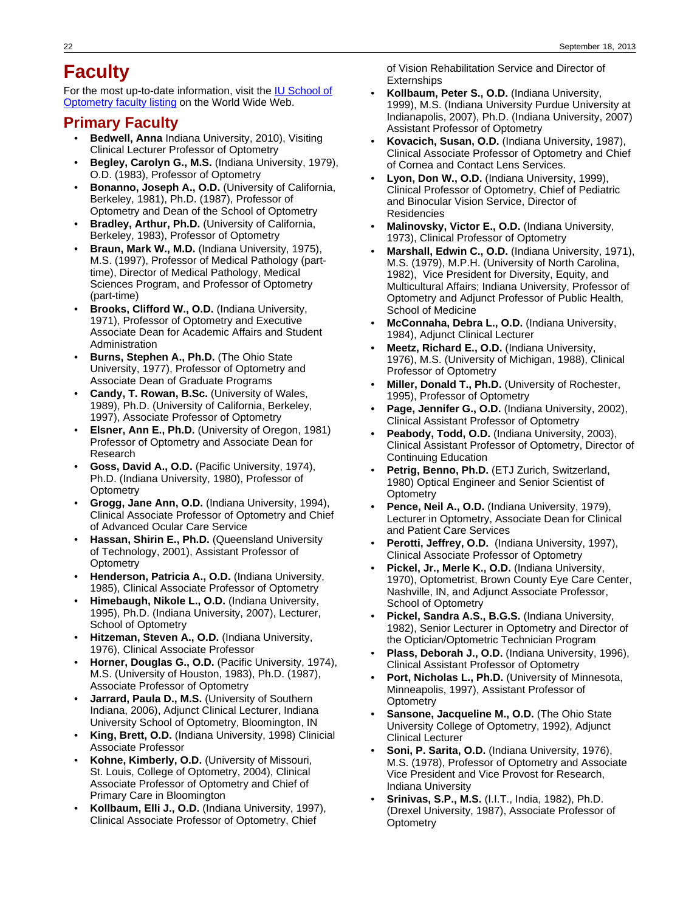# Faculty

For the most up-to-date information, visit the [IU School of Optometry faculty listing] on the World Wide Web.

## Primary Faculty

- **Bedwell, Anna** Indiana University, 2010), Visiting Clinical Lecturer Professor of Optometry
- **Begley, Carolyn G., M.S.** (Indiana University, 1979), O.D. (1983), Professor of Optometry
- **Bonanno, Joseph A., O.D.** (University of California, Berkeley, 1981), Ph.D. (1987), Professor of Optometry and Dean of the School of Optometry
- **Bradley, Arthur, Ph.D.** (University of California, Berkeley, 1983), Professor of Optometry
- **Braun, Mark W., M.D.** (Indiana University, 1975), M.S. (1997), Professor of Medical Pathology (part-time), Director of Medical Pathology, Medical Sciences Program, and Professor of Optometry (part-time)
- **Brooks, Clifford W., O.D.** (Indiana University, 1971), Professor of Optometry and Executive Associate Dean for Academic Affairs and Student Administration
- **Burns, Stephen A., Ph.D.** (The Ohio State University, 1977), Professor of Optometry and Associate Dean of Graduate Programs
- **Candy, T. Rowan, B.Sc.** (University of Wales, 1989), Ph.D. (University of California, Berkeley, 1997), Associate Professor of Optometry
- **Elsner, Ann E., Ph.D.** (University of Oregon, 1981) Professor of Optometry and Associate Dean for Research
- **Goss, David A., O.D.** (Pacific University, 1974), Ph.D. (Indiana University, 1980), Professor of Optometry
- **Grogg, Jane Ann, O.D.** (Indiana University, 1994), Clinical Associate Professor of Optometry and Chief of Advanced Ocular Care Service
- **Hassan, Shirin E., Ph.D.** (Queensland University of Technology, 2001), Assistant Professor of Optometry
- **Henderson, Patricia A., O.D.** (Indiana University, 1985), Clinical Associate Professor of Optometry
- **Himebaugh, Nikole L., O.D.** (Indiana University, 1995), Ph.D. (Indiana University, 2007), Lecturer, School of Optometry
- **Hitzeman, Steven A., O.D.** (Indiana University, 1976), Clinical Associate Professor
- **Horner, Douglas G., O.D.** (Pacific University, 1974), M.S. (University of Houston, 1983), Ph.D. (1987), Associate Professor of Optometry
- **Jarrard, Paula D., M.S.** (University of Southern Indiana, 2006), Adjunct Clinical Lecturer, Indiana University School of Optometry, Bloomington, IN
- **King, Brett, O.D.** (Indiana University, 1998) Clinicial Associate Professor
- **Kohne, Kimberly, O.D.** (University of Missouri, St. Louis, College of Optometry, 2004), Clinical Associate Professor of Optometry and Chief of Primary Care in Bloomington
- **Kollbaum, Elli J., O.D.** (Indiana University, 1997), Clinical Associate Professor of Optometry, Chief of Vision Rehabilitation Service and Director of Externships
- **Kollbaum, Peter S., O.D.** (Indiana University, 1999), M.S. (Indiana University Purdue University at Indianapolis, 2007), Ph.D. (Indiana University, 2007) Assistant Professor of Optometry
- **Kovacich, Susan, O.D.** (Indiana University, 1987), Clinical Associate Professor of Optometry and Chief of Cornea and Contact Lens Services.
- **Lyon, Don W., O.D.** (Indiana University, 1999), Clinical Professor of Optometry, Chief of Pediatric and Binocular Vision Service, Director of Residencies
- **Malinovsky, Victor E., O.D.** (Indiana University, 1973), Clinical Professor of Optometry
- **Marshall, Edwin C., O.D.** (Indiana University, 1971), M.S. (1979), M.P.H. (University of North Carolina, 1982), Vice President for Diversity, Equity, and Multicultural Affairs; Indiana University, Professor of Optometry and Adjunct Professor of Public Health, School of Medicine
- **McConnaha, Debra L., O.D.** (Indiana University, 1984), Adjunct Clinical Lecturer
- **Meetz, Richard E., O.D.** (Indiana University, 1976), M.S. (University of Michigan, 1988), Clinical Professor of Optometry
- **Miller, Donald T., Ph.D.** (University of Rochester, 1995), Professor of Optometry
- **Page, Jennifer G., O.D.** (Indiana University, 2002), Clinical Assistant Professor of Optometry
- **Peabody, Todd, O.D.** (Indiana University, 2003), Clinical Assistant Professor of Optometry, Director of Continuing Education
- **Petrig, Benno, Ph.D.** (ETJ Zurich, Switzerland, 1980) Optical Engineer and Senior Scientist of Optometry
- **Pence, Neil A., O.D.** (Indiana University, 1979), Lecturer in Optometry, Associate Dean for Clinical and Patient Care Services
- **Perotti, Jeffrey, O.D.** (Indiana University, 1997), Clinical Associate Professor of Optometry
- **Pickel, Jr., Merle K., O.D.** (Indiana University, 1970), Optometrist, Brown County Eye Care Center, Nashville, IN, and Adjunct Associate Professor, School of Optometry
- **Pickel, Sandra A.S., B.G.S.** (Indiana University, 1982), Senior Lecturer in Optometry and Director of the Optician/Optometric Technician Program
- **Plass, Deborah J., O.D.** (Indiana University, 1996), Clinical Assistant Professor of Optometry
- **Port, Nicholas L., Ph.D.** (University of Minnesota, Minneapolis, 1997), Assistant Professor of Optometry
- **Sansone, Jacqueline M., O.D.** (The Ohio State University College of Optometry, 1992), Adjunct Clinical Lecturer
- **Soni, P. Sarita, O.D.** (Indiana University, 1976), M.S. (1978), Professor of Optometry and Associate Vice President and Vice Provost for Research, Indiana University
- **Srinivas, S.P., M.S.** (I.I.T., India, 1982), Ph.D. (Drexel University, 1987), Associate Professor of Optometry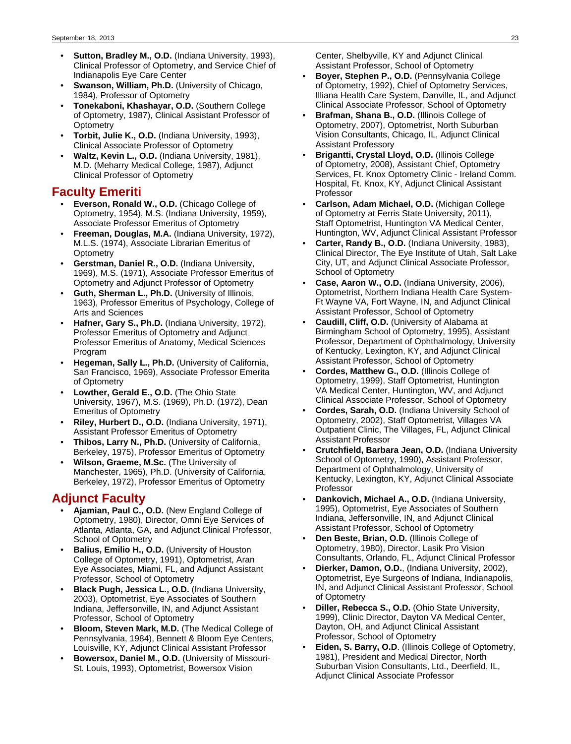- **Sutton, Bradley M., O.D.** (Indiana University, 1993), Clinical Professor of Optometry, and Service Chief of Indianapolis Eye Care Center
- **Swanson, William, Ph.D.** (University of Chicago, 1984), Professor of Optometry
- **Tonekaboni, Khashayar, O.D.** (Southern College of Optometry, 1987), Clinical Assistant Professor of Optometry
- **Torbit, Julie K., O.D.** (Indiana University, 1993), Clinical Associate Professor of Optometry
- **Waltz, Kevin L., O.D.** (Indiana University, 1981), M.D. (Meharry Medical College, 1987), Adjunct Clinical Professor of Optometry

## Faculty Emeriti

- **Everson, Ronald W., O.D.** (Chicago College of Optometry, 1954), M.S. (Indiana University, 1959), Associate Professor Emeritus of Optometry
- **Freeman, Douglas, M.A.** (Indiana University, 1972), M.L.S. (1974), Associate Librarian Emeritus of Optometry
- **Gerstman, Daniel R., O.D.** (Indiana University, 1969), M.S. (1971), Associate Professor Emeritus of Optometry and Adjunct Professor of Optometry
- **Guth, Sherman L., Ph.D.** (University of Illinois, 1963), Professor Emeritus of Psychology, College of Arts and Sciences
- **Hafner, Gary S., Ph.D.** (Indiana University, 1972), Professor Emeritus of Optometry and Adjunct Professor Emeritus of Anatomy, Medical Sciences Program
- **Hegeman, Sally L., Ph.D.** (University of California, San Francisco, 1969), Associate Professor Emerita of Optometry
- **Lowther, Gerald E., O.D.** (The Ohio State University, 1967), M.S. (1969), Ph.D. (1972), Dean Emeritus of Optometry
- **Riley, Hurbert D., O.D.** (Indiana University, 1971), Assistant Professor Emeritus of Optometry
- **Thibos, Larry N., Ph.D.** (University of California, Berkeley, 1975), Professor Emeritus of Optometry
- **Wilson, Graeme, M.Sc.** (The University of Manchester, 1965), Ph.D. (University of California, Berkeley, 1972), Professor Emeritus of Optometry

## Adjunct Faculty

- **Ajamian, Paul C., O.D.** (New England College of Optometry, 1980), Director, Omni Eye Services of Atlanta, Atlanta, GA, and Adjunct Clinical Professor, School of Optometry
- **Balius, Emilio H., O.D.** (University of Houston College of Optometry, 1991), Optometrist, Aran Eye Associates, Miami, FL, and Adjunct Assistant Professor, School of Optometry
- **Black Pugh, Jessica L., O.D.** (Indiana University, 2003), Optometrist, Eye Associates of Southern Indiana, Jeffersonville, IN, and Adjunct Assistant Professor, School of Optometry
- **Bloom, Steven Mark, M.D.** (The Medical College of Pennsylvania, 1984), Bennett & Bloom Eye Centers, Louisville, KY, Adjunct Clinical Assistant Professor
- **Bowersox, Daniel M., O.D.** (University of Missouri-St. Louis, 1993), Optometrist, Bowersox Vision Center, Shelbyville, KY and Adjunct Clinical Assistant Professor, School of Optometry
- **Boyer, Stephen P., O.D.** (Pennsylvania College of Optometry, 1992), Chief of Optometry Services, Illiana Health Care System, Danville, IL, and Adjunct Clinical Associate Professor, School of Optometry
- **Brafman, Shana B., O.D.** (Illinois College of Optometry, 2007), Optometrist, North Suburban Vision Consultants, Chicago, IL, Adjunct Clinical Assistant Professory
- **Brigantti, Crystal Lloyd, O.D.** (Illinois College of Optometry, 2008), Assistant Chief, Optometry Services, Ft. Knox Optometry Clinic - Ireland Comm. Hospital, Ft. Knox, KY, Adjunct Clinical Assistant Professor
- **Carlson, Adam Michael, O.D.** (Michigan College of Optometry at Ferris State University, 2011), Staff Optometrist, Huntington VA Medical Center, Huntington, WV, Adjunct Clinical Assistant Professor
- **Carter, Randy B., O.D.** (Indiana University, 1983), Clinical Director, The Eye Institute of Utah, Salt Lake City, UT, and Adjunct Clinical Associate Professor, School of Optometry
- **Case, Aaron W., O.D.** (Indiana University, 2006), Optometrist, Northern Indiana Health Care System-Ft Wayne VA, Fort Wayne, IN, and Adjunct Clinical Assistant Professor, School of Optometry
- **Caudill, Cliff, O.D.** (University of Alabama at Birmingham School of Optometry, 1995), Assistant Professor, Department of Ophthalmology, University of Kentucky, Lexington, KY, and Adjunct Clinical Assistant Professor, School of Optometry
- **Cordes, Matthew G., O.D.** (Illinois College of Optometry, 1999), Staff Optometrist, Huntington VA Medical Center, Huntington, WV, and Adjunct Clinical Associate Professor, School of Optometry
- **Cordes, Sarah, O.D.** (Indiana University School of Optometry, 2002), Staff Optometrist, Villages VA Outpatient Clinic, The Villages, FL, Adjunct Clinical Assistant Professor
- **Crutchfield, Barbara Jean, O.D.** (Indiana University School of Optometry, 1990), Assistant Professor, Department of Ophthalmology, University of Kentucky, Lexington, KY, Adjunct Clinical Associate Professor
- **Dankovich, Michael A., O.D.** (Indiana University, 1995), Optometrist, Eye Associates of Southern Indiana, Jeffersonville, IN, and Adjunct Clinical Assistant Professor, School of Optometry
- **Den Beste, Brian, O.D.** (Illinois College of Optometry, 1980), Director, Lasik Pro Vision Consultants, Orlando, FL, Adjunct Clinical Professor
- **Dierker, Damon, O.D.**, (Indiana University, 2002), Optometrist, Eye Surgeons of Indiana, Indianapolis, IN, and Adjunct Clinical Assistant Professor, School of Optometry
- **Diller, Rebecca S., O.D.** (Ohio State University, 1999), Clinic Director, Dayton VA Medical Center, Dayton, OH, and Adjunct Clinical Assistant Professor, School of Optometry
- **Eiden, S. Barry, O.D**. (Illinois College of Optometry, 1981), President and Medical Director, North Suburban Vision Consultants, Ltd., Deerfield, IL, Adjunct Clinical Associate Professor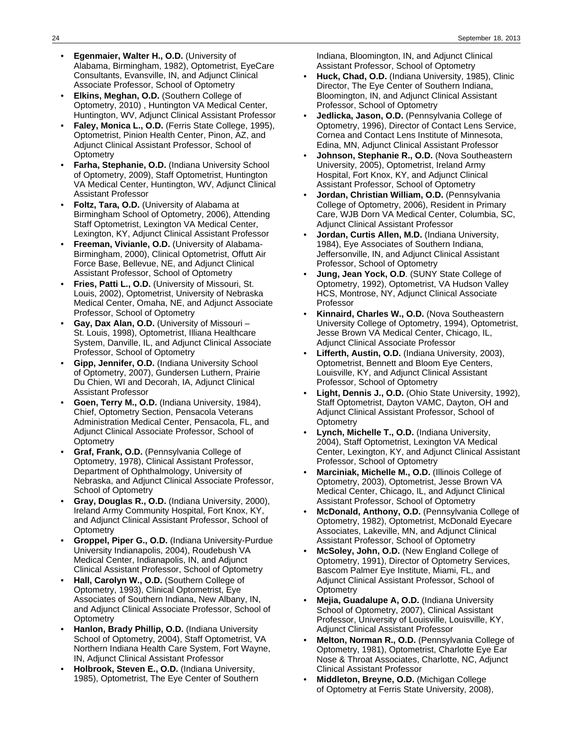- **Egenmaier, Walter H., O.D.** (University of Alabama, Birmingham, 1982), Optometrist, EyeCare Consultants, Evansville, IN, and Adjunct Clinical Associate Professor, School of Optometry
- **Elkins, Meghan, O.D.** (Southern College of Optometry, 2010) , Huntington VA Medical Center, Huntington, WV, Adjunct Clinical Assistant Professor
- **Faley, Monica L., O.D.** (Ferris State College, 1995), Optometrist, Pinion Health Center, Pinon, AZ, and Adjunct Clinical Assistant Professor, School of Optometry
- **Farha, Stephanie, O.D.** (Indiana University School of Optometry, 2009), Staff Optometrist, Huntington VA Medical Center, Huntington, WV, Adjunct Clinical Assistant Professor
- **Foltz, Tara, O.D.** (University of Alabama at Birmingham School of Optometry, 2006), Attending Staff Optometrist, Lexington VA Medical Center, Lexington, KY, Adjunct Clinical Assistant Professor
- **Freeman, Vivianle, O.D.** (University of Alabama-Birmingham, 2000), Clinical Optometrist, Offutt Air Force Base, Bellevue, NE, and Adjunct Clinical Assistant Professor, School of Optometry
- **Fries, Patti L., O.D.** (University of Missouri, St. Louis, 2002), Optometrist, University of Nebraska Medical Center, Omaha, NE, and Adjunct Associate Professor, School of Optometry
- **Gay, Dax Alan, O.D.** (University of Missouri – St. Louis, 1998), Optometrist, Illiana Healthcare System, Danville, IL, and Adjunct Clinical Associate Professor, School of Optometry
- **Gipp, Jennifer, O.D.** (Indiana University School of Optometry, 2007), Gundersen Luthern, Prairie Du Chien, WI and Decorah, IA, Adjunct Clinical Assistant Professor
- **Goen, Terry M., O.D.** (Indiana University, 1984), Chief, Optometry Section, Pensacola Veterans Administration Medical Center, Pensacola, FL, and Adjunct Clinical Associate Professor, School of Optometry
- **Graf, Frank, O.D.** (Pennsylvania College of Optometry, 1978), Clinical Assistant Professor, Department of Ophthalmology, University of Nebraska, and Adjunct Clinical Associate Professor, School of Optometry
- **Gray, Douglas R., O.D.** (Indiana University, 2000), Ireland Army Community Hospital, Fort Knox, KY, and Adjunct Clinical Assistant Professor, School of Optometry
- **Groppel, Piper G., O.D.** (Indiana University-Purdue University Indianapolis, 2004), Roudebush VA Medical Center, Indianapolis, IN, and Adjunct Clinical Assistant Professor, School of Optometry
- **Hall, Carolyn W., O.D.** (Southern College of Optometry, 1993), Clinical Optometrist, Eye Associates of Southern Indiana, New Albany, IN, and Adjunct Clinical Associate Professor, School of Optometry
- **Hanlon, Brady Phillip, O.D.** (Indiana University School of Optometry, 2004), Staff Optometrist, VA Northern Indiana Health Care System, Fort Wayne, IN, Adjunct Clinical Assistant Professor
- **Holbrook, Steven E., O.D.** (Indiana University, 1985), Optometrist, The Eye Center of Southern Indiana, Bloomington, IN, and Adjunct Clinical Assistant Professor, School of Optometry
- **Huck, Chad, O.D.** (Indiana University, 1985), Clinic Director, The Eye Center of Southern Indiana, Bloomington, IN, and Adjunct Clinical Assistant Professor, School of Optometry
- **Jedlicka, Jason, O.D.** (Pennsylvania College of Optometry, 1996), Director of Contact Lens Service, Cornea and Contact Lens Institute of Minnesota, Edina, MN, Adjunct Clinical Assistant Professor
- **Johnson, Stephanie R., O.D.** (Nova Southeastern University, 2005), Optometrist, Ireland Army Hospital, Fort Knox, KY, and Adjunct Clinical Assistant Professor, School of Optometry
- **Jordan, Christian William, O.D.** (Pennsylvania College of Optometry, 2006), Resident in Primary Care, WJB Dorn VA Medical Center, Columbia, SC, Adjunct Clinical Assistant Professor
- **Jordan, Curtis Allen, M.D.** (Indiana University, 1984), Eye Associates of Southern Indiana, Jeffersonville, IN, and Adjunct Clinical Assistant Professor, School of Optometry
- **Jung, Jean Yock, O.D**. (SUNY State College of Optometry, 1992), Optometrist, VA Hudson Valley HCS, Montrose, NY, Adjunct Clinical Associate Professor
- **Kinnaird, Charles W., O.D.** (Nova Southeastern University College of Optometry, 1994), Optometrist, Jesse Brown VA Medical Center, Chicago, IL, Adjunct Clinical Associate Professor
- **Lifferth, Austin, O.D.** (Indiana University, 2003), Optometrist, Bennett and Bloom Eye Centers, Louisville, KY, and Adjunct Clinical Assistant Professor, School of Optometry
- **Light, Dennis J., O.D.** (Ohio State University, 1992), Staff Optometrist, Dayton VAMC, Dayton, OH and Adjunct Clinical Assistant Professor, School of Optometry
- **Lynch, Michelle T., O.D.** (Indiana University, 2004), Staff Optometrist, Lexington VA Medical Center, Lexington, KY, and Adjunct Clinical Assistant Professor, School of Optometry
- **Marciniak, Michelle M., O.D.** (Illinois College of Optometry, 2003), Optometrist, Jesse Brown VA Medical Center, Chicago, IL, and Adjunct Clinical Assistant Professor, School of Optometry
- **McDonald, Anthony, O.D.** (Pennsylvania College of Optometry, 1982), Optometrist, McDonald Eyecare Associates, Lakeville, MN, and Adjunct Clinical Assistant Professor, School of Optometry
- **McSoley, John, O.D.** (New England College of Optometry, 1991), Director of Optometry Services, Bascom Palmer Eye Institute, Miami, FL, and Adjunct Clinical Assistant Professor, School of Optometry
- **Mejia, Guadalupe A, O.D.** (Indiana University School of Optometry, 2007), Clinical Assistant Professor, University of Louisville, Louisville, KY, Adjunct Clinical Assistant Professor
- **Melton, Norman R., O.D.** (Pennsylvania College of Optometry, 1981), Optometrist, Charlotte Eye Ear Nose & Throat Associates, Charlotte, NC, Adjunct Clinical Assistant Professor
- **Middleton, Breyne, O.D.** (Michigan College of Optometry at Ferris State University, 2008),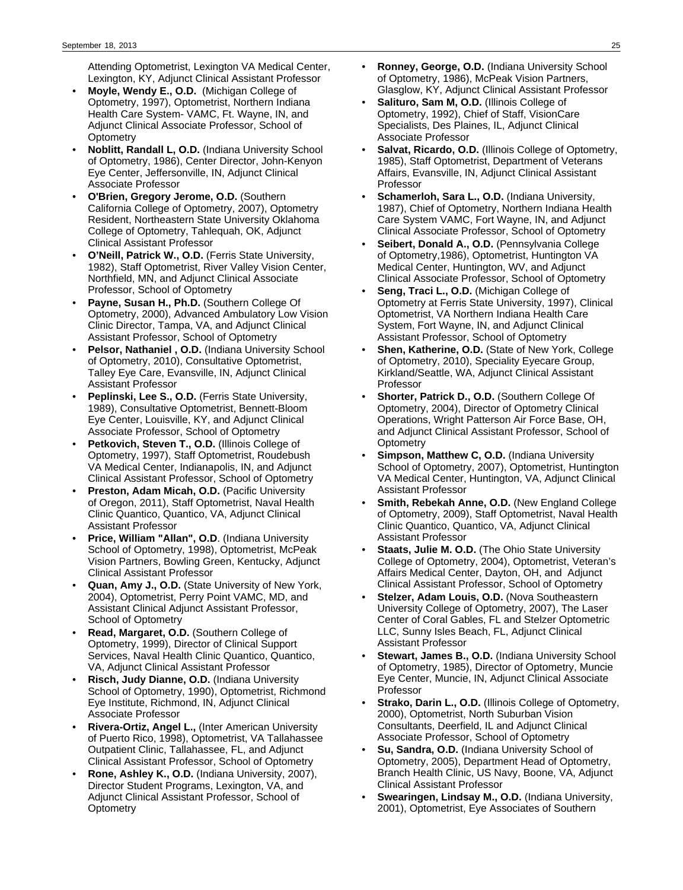Attending Optometrist, Lexington VA Medical Center, Lexington, KY, Adjunct Clinical Assistant Professor

- **Moyle, Wendy E., O.D.** (Michigan College of Optometry, 1997), Optometrist, Northern Indiana Health Care System- VAMC, Ft. Wayne, IN, and Adjunct Clinical Associate Professor, School of Optometry
- **Noblitt, Randall L, O.D.** (Indiana University School of Optometry, 1986), Center Director, John-Kenyon Eye Center, Jeffersonville, IN, Adjunct Clinical Associate Professor
- **O'Brien, Gregory Jerome, O.D.** (Southern California College of Optometry, 2007), Optometry Resident, Northeastern State University Oklahoma College of Optometry, Tahlequah, OK, Adjunct Clinical Assistant Professor
- **O'Neill, Patrick W., O.D.** (Ferris State University, 1982), Staff Optometrist, River Valley Vision Center, Northfield, MN, and Adjunct Clinical Associate Professor, School of Optometry
- **Payne, Susan H., Ph.D.** (Southern College Of Optometry, 2000), Advanced Ambulatory Low Vision Clinic Director, Tampa, VA, and Adjunct Clinical Assistant Professor, School of Optometry
- **Pelsor, Nathaniel , O.D.** (Indiana University School of Optometry, 2010), Consultative Optometrist, Talley Eye Care, Evansville, IN, Adjunct Clinical Assistant Professor
- **Peplinski, Lee S., O.D.** (Ferris State University, 1989), Consultative Optometrist, Bennett-Bloom Eye Center, Louisville, KY, and Adjunct Clinical Associate Professor, School of Optometry
- **Petkovich, Steven T., O.D.** (Illinois College of Optometry, 1997), Staff Optometrist, Roudebush VA Medical Center, Indianapolis, IN, and Adjunct Clinical Assistant Professor, School of Optometry
- **Preston, Adam Micah, O.D.** (Pacific University of Oregon, 2011), Staff Optometrist, Naval Health Clinic Quantico, Quantico, VA, Adjunct Clinical Assistant Professor
- **Price, William "Allan", O.D**. (Indiana University School of Optometry, 1998), Optometrist, McPeak Vision Partners, Bowling Green, Kentucky, Adjunct Clinical Assistant Professor
- **Quan, Amy J., O.D.** (State University of New York, 2004), Optometrist, Perry Point VAMC, MD, and Assistant Clinical Adjunct Assistant Professor, School of Optometry
- **Read, Margaret, O.D.** (Southern College of Optometry, 1999), Director of Clinical Support Services, Naval Health Clinic Quantico, Quantico, VA, Adjunct Clinical Assistant Professor
- **Risch, Judy Dianne, O.D.** (Indiana University School of Optometry, 1990), Optometrist, Richmond Eye Institute, Richmond, IN, Adjunct Clinical Associate Professor
- **Rivera-Ortiz, Angel L.,** (Inter American University of Puerto Rico, 1998), Optometrist, VA Tallahassee Outpatient Clinic, Tallahassee, FL, and Adjunct Clinical Assistant Professor, School of Optometry
- **Rone, Ashley K., O.D.** (Indiana University, 2007), Director Student Programs, Lexington, VA, and Adjunct Clinical Assistant Professor, School of Optometry
- **Ronney, George, O.D.** (Indiana University School of Optometry, 1986), McPeak Vision Partners, Glasglow, KY, Adjunct Clinical Assistant Professor
- **Salituro, Sam M, O.D.** (Illinois College of Optometry, 1992), Chief of Staff, VisionCare Specialists, Des Plaines, IL, Adjunct Clinical Associate Professor
- **Salvat, Ricardo, O.D.** (Illinois College of Optometry, 1985), Staff Optometrist, Department of Veterans Affairs, Evansville, IN, Adjunct Clinical Assistant Professor
- **Schamerloh, Sara L., O.D.** (Indiana University, 1987), Chief of Optometry, Northern Indiana Health Care System VAMC, Fort Wayne, IN, and Adjunct Clinical Associate Professor, School of Optometry
- **Seibert, Donald A., O.D.** (Pennsylvania College of Optometry,1986), Optometrist, Huntington VA Medical Center, Huntington, WV, and Adjunct Clinical Associate Professor, School of Optometry
- **Seng, Traci L., O.D.** (Michigan College of Optometry at Ferris State University, 1997), Clinical Optometrist, VA Northern Indiana Health Care System, Fort Wayne, IN, and Adjunct Clinical Assistant Professor, School of Optometry
- **Shen, Katherine, O.D.** (State of New York, College of Optometry, 2010), Speciality Eyecare Group, Kirkland/Seattle, WA, Adjunct Clinical Assistant Professor
- **Shorter, Patrick D., O.D.** (Southern College Of Optometry, 2004), Director of Optometry Clinical Operations, Wright Patterson Air Force Base, OH, and Adjunct Clinical Assistant Professor, School of Optometry
- **Simpson, Matthew C, O.D.** (Indiana University School of Optometry, 2007), Optometrist, Huntington VA Medical Center, Huntington, VA, Adjunct Clinical Assistant Professor
- **Smith, Rebekah Anne, O.D.** (New England College of Optometry, 2009), Staff Optometrist, Naval Health Clinic Quantico, Quantico, VA, Adjunct Clinical Assistant Professor
- **Staats, Julie M. O.D.** (The Ohio State University College of Optometry, 2004), Optometrist, Veteran's Affairs Medical Center, Dayton, OH, and Adjunct Clinical Assistant Professor, School of Optometry
- **Stelzer, Adam Louis, O.D.** (Nova Southeastern University College of Optometry, 2007), The Laser Center of Coral Gables, FL and Stelzer Optometric LLC, Sunny Isles Beach, FL, Adjunct Clinical Assistant Professor
- **Stewart, James B., O.D.** (Indiana University School of Optometry, 1985), Director of Optometry, Muncie Eye Center, Muncie, IN, Adjunct Clinical Associate Professor
- **Strako, Darin L., O.D.** (Illinois College of Optometry, 2000), Optometrist, North Suburban Vision Consultants, Deerfield, IL and Adjunct Clinical Associate Professor, School of Optometry
- **Su, Sandra, O.D.** (Indiana University School of Optometry, 2005), Department Head of Optometry, Branch Health Clinic, US Navy, Boone, VA, Adjunct Clinical Assistant Professor
- **Swearingen, Lindsay M., O.D.** (Indiana University, 2001), Optometrist, Eye Associates of Southern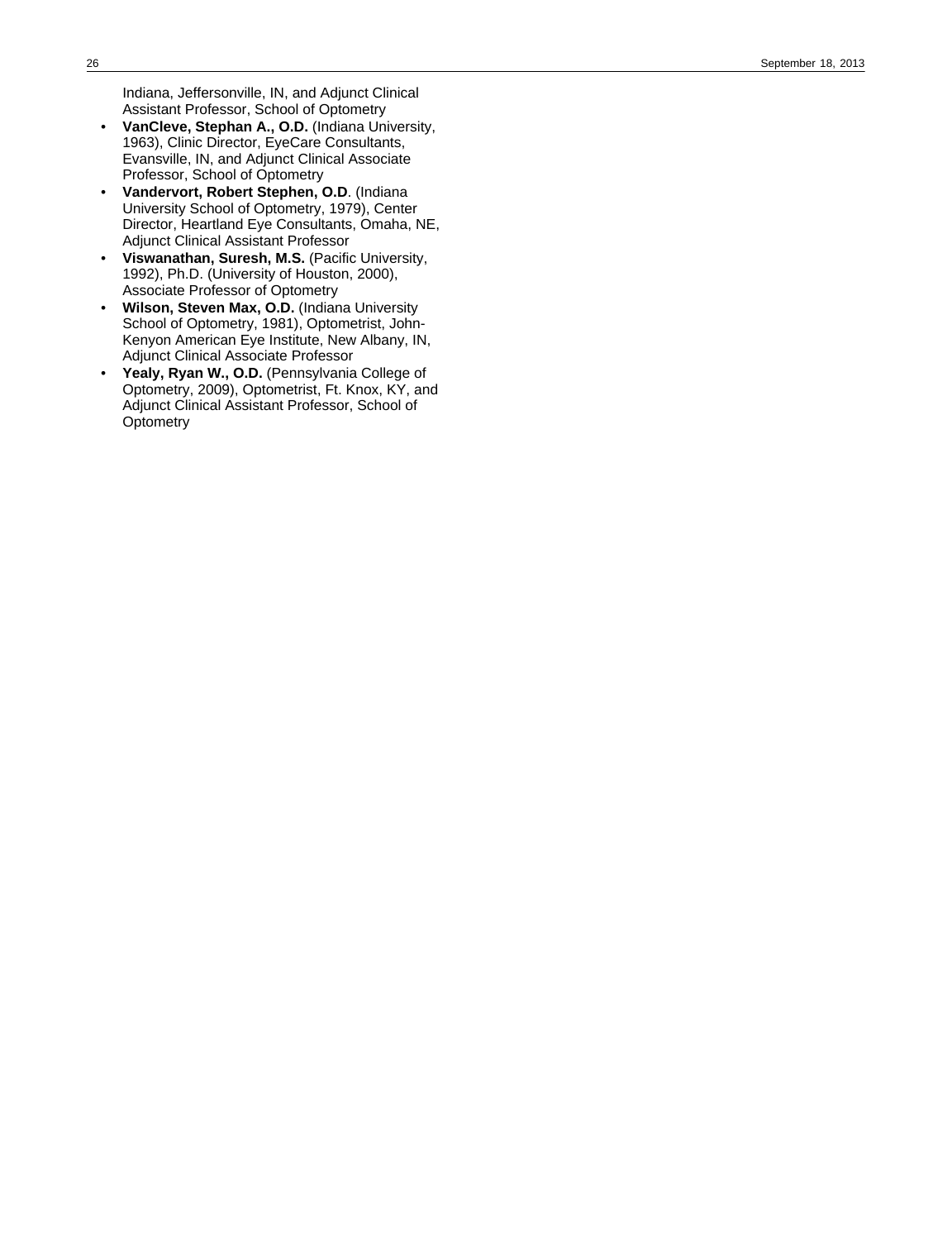Indiana, Jeffersonville, IN, and Adjunct Clinical Assistant Professor, School of Optometry

- **VanCleve, Stephan A., O.D.** (Indiana University, 1963), Clinic Director, EyeCare Consultants, Evansville, IN, and Adjunct Clinical Associate Professor, School of Optometry
- **Vandervort, Robert Stephen, O.D**. (Indiana University School of Optometry, 1979), Center Director, Heartland Eye Consultants, Omaha, NE, Adjunct Clinical Assistant Professor
- **Viswanathan, Suresh, M.S.** (Pacific University, 1992), Ph.D. (University of Houston, 2000), Associate Professor of Optometry
- **Wilson, Steven Max, O.D.** (Indiana University School of Optometry, 1981), Optometrist, John-Kenyon American Eye Institute, New Albany, IN, Adjunct Clinical Associate Professor
- **Yealy, Ryan W., O.D.** (Pennsylvania College of Optometry, 2009), Optometrist, Ft. Knox, KY, and Adjunct Clinical Assistant Professor, School of Optometry